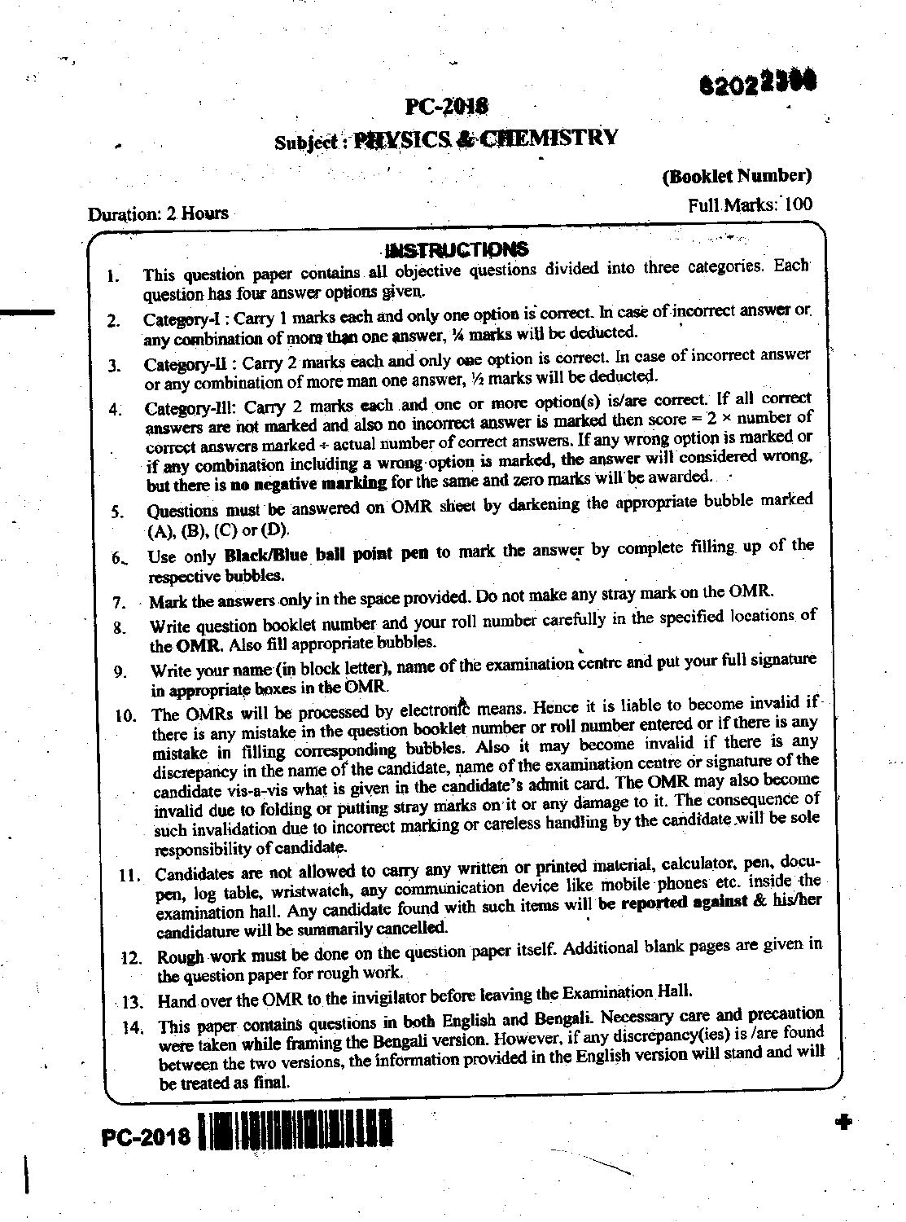82022300

# PC-2018

## Subject : PHYSICS & CHEMISTRY

**(Booklet Number)**

Duration: 2 Hours

Full Marks: 100

### INSTRUCTIONS

1. This question paper contains all objective questions divided into three categories. Each question has four answer options given.
2. Category-I : Carry 1 marks each and only one option is correct. In case of incorrect answer or any combination of more than one answer, ¼ marks will be deducted.
3. Category-II : Carry 2 marks each and only one option is correct. In case of incorrect answer or any combination of more man one answer, ½ marks will be deducted.
4. Category-III: Carry 2 marks each and one or more option(s) is/are correct. If all correct answers are not marked and also no incorrect answer is marked then score = 2 × number of correct answers marked ÷ actual number of correct answers. If any wrong option is marked or if any combination including a wrong option is marked, the answer will considered wrong, **but there is no negative marking** for the same and zero marks will be awarded.
5. Questions must be answered on OMR sheet by darkening the appropriate bubble marked (A), (B), (C) or (D).
6. Use only **Black/Blue ball point pen** to mark the answer by complete filling up of the respective bubbles.
7. Mark the answers only in the space provided. Do not make any stray mark on the OMR.
8. Write question booklet number and your roll number carefully in the specified locations of the **OMR**. Also fill appropriate bubbles.
9. Write your name (in block letter), name of the examination centre and put your full signature in appropriate boxes in the OMR.
10. The OMRs will be processed by electronic means. Hence it is liable to become invalid if there is any mistake in the question booklet number or roll number entered or if there is any mistake in filling corresponding bubbles. Also it may become invalid if there is any discrepancy in the name of the candidate, name of the examination centre or signature of the candidate vis-a-vis what is given in the candidate's admit card. The OMR may also become invalid due to folding or putting stray marks on it or any damage to it. The consequence of such invalidation due to incorrect marking or careless handling by the candidate will be sole responsibility of candidate.
11. Candidates are not allowed to carry any written or printed material, calculator, pen, docu-pen, log table, wristwatch, any communication device like mobile phones etc. inside the examination hall. Any candidate found with such items will **be reported against** & his/her candidature will be summarily cancelled.
12. Rough work must be done on the question paper itself. Additional blank pages are given in the question paper for rough work.
13. Hand over the OMR to the invigilator before leaving the Examination Hall.
14. This paper contains questions in both English and Bengali. Necessary care and precaution were taken while framing the Bengali version. However, if any discrepancy(ies) is /are found between the two versions, the information provided in the English version will stand and will be treated as final.

PC-2018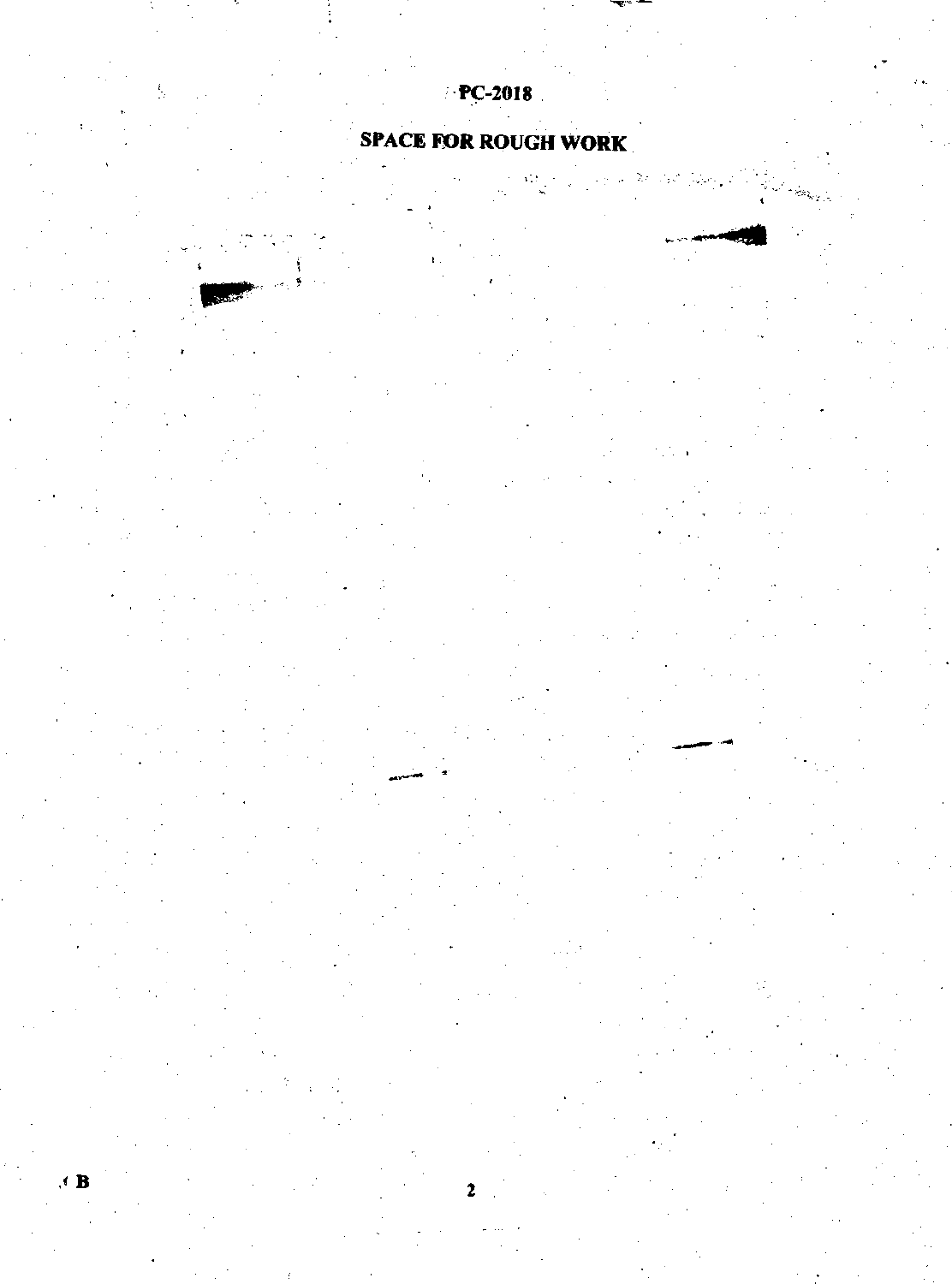## SPACE FOR ROUGH WORK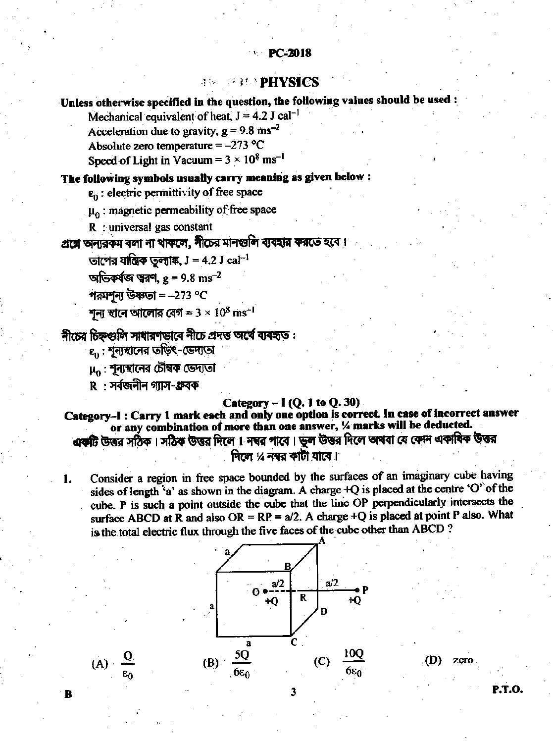PC-2018

# PHYSICS

**Unless otherwise specified in the question, the following values should be used :**

Mechanical equivalent of heat, $J = 4.2 \text{ J cal}^{-1}$

Acceleration due to gravity, $g = 9.8 \text{ ms}^{-2}$

Absolute zero temperature = –273 °C

Speed of Light in Vacuum = $3 \times 10^8 \text{ ms}^{-1}$

**The following symbols usually carry meaning as given below :**

$\varepsilon_0$ : electric permittivity of free space

$\mu_0$ : magnetic permeability of free space

R : universal gas constant

**প্রশ্নে অন্যরকম বলা না থাকলে, নীচের মানগুলি ব্যবহার করতে হবে।**

তাপের যান্ত্রিক তুল্যাঙ্ক, $J = 4.2 \text{ J cal}^{-1}$

অভিকর্ষজ ত্বরণ, $g = 9.8 \text{ ms}^{-2}$

পরমশূন্য উষ্ণতা = –273 °C

শূন্য স্থানে আলোর বেগ = $3 \times 10^8 \text{ ms}^{-1}$

**নীচের চিহ্নগুলি সাধারণভাবে নীচে প্রদত্ত অর্থে ব্যবহৃত :**

$\varepsilon_0$ : শূন্যস্থানের তড়িৎ-ভেদ্যতা

$\mu_0$ : শূন্যস্থানের চৌম্বক ভেদ্যতা

R : সর্বজনীন গ্যাস-ধ্রুবক

## Category – I (Q. 1 to Q. 30)

**Category–I : Carry 1 mark each and only one option is correct. In case of incorrect answer or any combination of more than one answer, ¼ marks will be deducted.**

**একটি উত্তর সঠিক। সঠিক উত্তর দিলে 1 নম্বর পাবে। ভুল উত্তর দিলে অথবা যে কোন একাধিক উত্তর দিলে ¼ নম্বর কাটা যাবে।**

1. Consider a region in free space bounded by the surfaces of an imaginary cube having sides of length 'a' as shown in the diagram. A charge +Q is placed at the centre 'O' of the cube. P is such a point outside the cube that the line OP perpendicularly intersects the surface ABCD at R and also OR = RP = a/2. A charge +Q is placed at point P also. What is the total electric flux through the five faces of the cube other than ABCD ?

   (A) $\dfrac{Q}{\varepsilon_0}$ (B) $\dfrac{5Q}{6\varepsilon_0}$ (C) $\dfrac{10Q}{6\varepsilon_0}$ (D) zero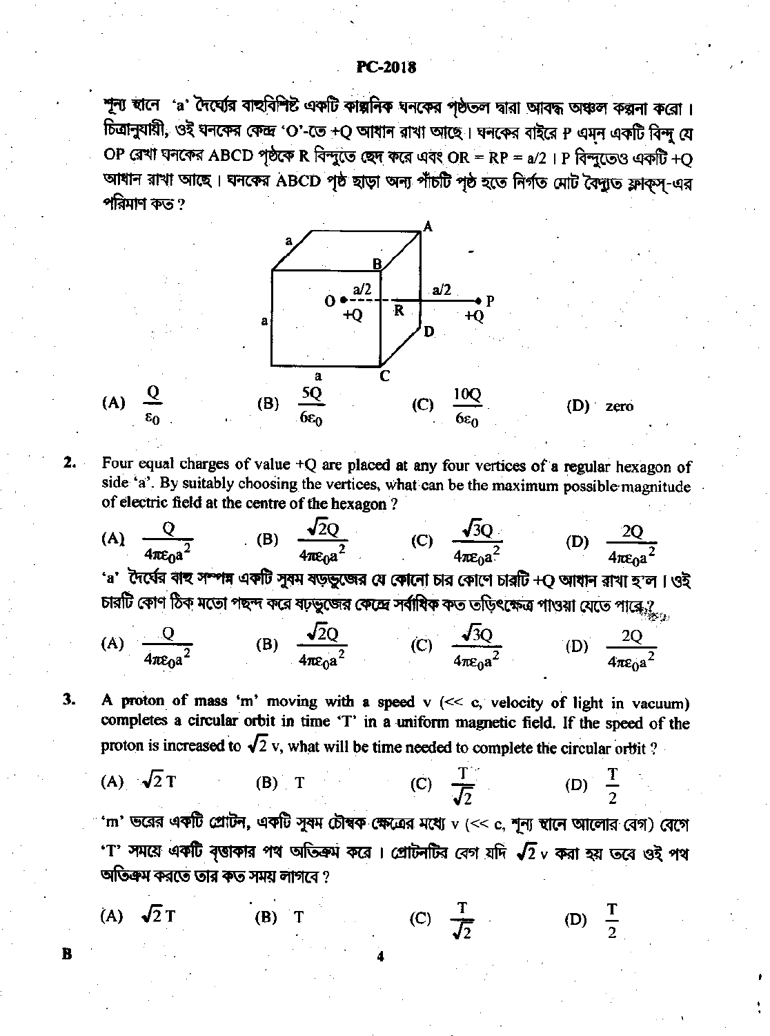শূন্য স্থানে 'a' দৈর্ঘ্যের বাহুবিশিষ্ট একটি কাল্পনিক ঘনকের পৃষ্ঠতল দ্বারা আবদ্ধ অঞ্চল কল্পনা করো। চিত্রানুযায়ী, ওই ঘনকের কেন্দ্র 'O'-তে +Q আধান রাখা আছে। ঘনকের বাইরে P এমন একটি বিন্দু যে OP রেখা ঘনকের ABCD পৃষ্ঠকে R বিন্দুতে ছেদ করে এবং OR = RP = a/2। P বিন্দুতেও একটি +Q আধান রাখা আছে। ঘনকের ABCD পৃষ্ঠ ছাড়া অন্য পাঁচটি পৃষ্ঠ হতে নির্গত মোট বৈদ্যুত ফ্লাক্স্-এর পরিমাণ কত?

(A) $\frac{Q}{\varepsilon_0}$ (B) $\frac{5Q}{6\varepsilon_0}$ (C) $\frac{10Q}{6\varepsilon_0}$ (D) zero

2. Four equal charges of value +Q are placed at any four vertices of a regular hexagon of side 'a'. By suitably choosing the vertices, what can be the maximum possible magnitude of electric field at the centre of the hexagon?

(A) $\frac{Q}{4\pi\varepsilon_0 a^2}$ (B) $\frac{\sqrt{2}Q}{4\pi\varepsilon_0 a^2}$ (C) $\frac{\sqrt{3}Q}{4\pi\varepsilon_0 a^2}$ (D) $\frac{2Q}{4\pi\varepsilon_0 a^2}$

'a' দৈর্ঘ্যের বাহু সম্পন্ন একটি সুষম ষড়ভুজের যে কোনো চার কোণে চারটি +Q আধান রাখা হ'ল। ওই চারটি কোণ ঠিক মতো পছন্দ করে ষড়ভুজের কেন্দ্রে সর্বাধিক কত তড়িৎক্ষেত্র পাওয়া যেতে পারে?

(A) $\frac{Q}{4\pi\varepsilon_0 a^2}$ (B) $\frac{\sqrt{2}Q}{4\pi\varepsilon_0 a^2}$ (C) $\frac{\sqrt{3}Q}{4\pi\varepsilon_0 a^2}$ (D) $\frac{2Q}{4\pi\varepsilon_0 a^2}$

3. A proton of mass 'm' moving with a speed v (<< c, velocity of light in vacuum) completes a circular orbit in time 'T' in a uniform magnetic field. If the speed of the proton is increased to $\sqrt{2}$ v, what will be time needed to complete the circular orbit?

(A) $\sqrt{2}$ T (B) T (C) $\frac{T}{\sqrt{2}}$ (D) $\frac{T}{2}$

'm' ভরের একটি প্রোটন, একটি সুষম চৌম্বক ক্ষেত্রের মধ্যে v (<< c, শূন্য স্থানে আলোর বেগ) বেগে 'T' সময়ে একটি বৃত্তাকার পথ অতিক্রম করে। প্রোটনটির বেগ যদি $\sqrt{2}$ v করা হয় তবে ওই পথ অতিক্রম করতে তার কত সময় লাগবে?

(A) $\sqrt{2}$ T (B) T (C) $\frac{T}{\sqrt{2}}$ (D) $\frac{T}{2}$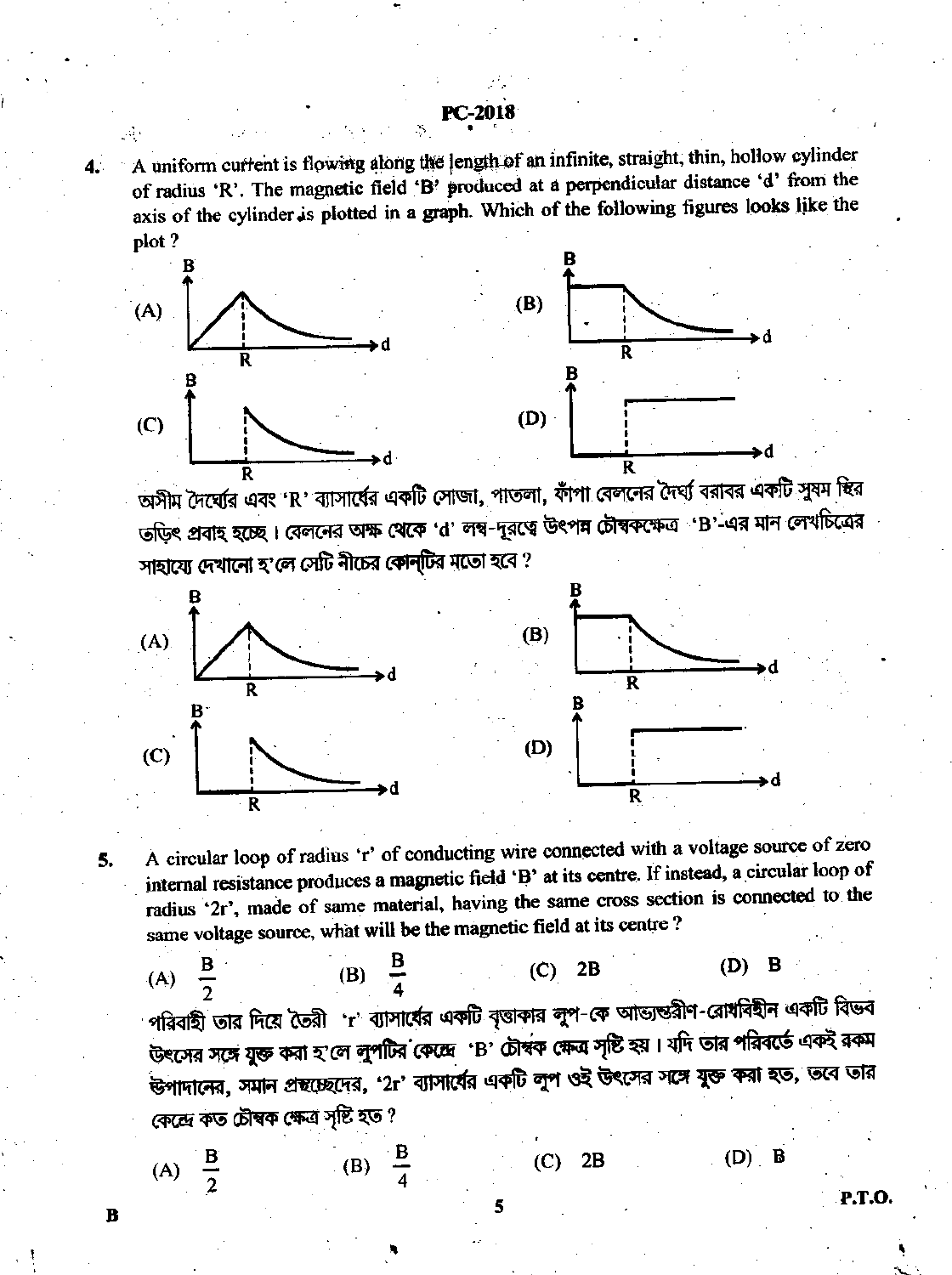4. A uniform current is flowing along the length of an infinite, straight, thin, hollow cylinder of radius 'R'. The magnetic field 'B' produced at a perpendicular distance 'd' from the axis of the cylinder is plotted in a graph. Which of the following figures looks like the plot ?

(A) (B) (C) (D)

অসীম দৈর্ঘ্যের এবং 'R' ব্যাসার্ধের একটি সোজা, পাতলা, ফাঁপা বেলনের দৈর্ঘ্য বরাবর একটি সুষম স্থির তড়িৎ প্রবাহ হচ্ছে। বেলনের অক্ষ থেকে 'd' লম্ব-দূরত্বে উৎপন্ন চৌম্বকক্ষেত্র 'B'-এর মান লেখচিত্রের সাহায্যে দেখানো হ'লে সেটি নীচের কোন্‌টির মতো হবে ?

(A) (B) (C) (D)

5. A circular loop of radius 'r' of conducting wire connected with a voltage source of zero internal resistance produces a magnetic field 'B' at its centre. If instead, a circular loop of radius '2r', made of same material, having the same cross section is connected to the same voltage source, what will be the magnetic field at its centre ?

(A) $\frac{B}{2}$ (B) $\frac{B}{4}$ (C) 2B (D) B

পরিবাহী তার দিয়ে তৈরী 'r' ব্যাসার্ধের একটি বৃত্তাকার লুপ-কে আভ্যন্তরীণ-রোধবিহীন একটি বিভব উৎসের সঙ্গে যুক্ত করা হ'লে লুপটির কেন্দ্রে 'B' চৌম্বক ক্ষেত্র সৃষ্টি হয়। যদি তার পরিবর্তে একই রকম উপাদানের, সমান প্রস্থচ্ছেদের, '2r' ব্যাসার্ধের একটি লুপ ওই উৎসের সঙ্গে যুক্ত করা হত, তবে তার কেন্দ্রে কত চৌম্বক ক্ষেত্র সৃষ্টি হত ?

(A) $\frac{B}{2}$ (B) $\frac{B}{4}$ (C) 2B (D) B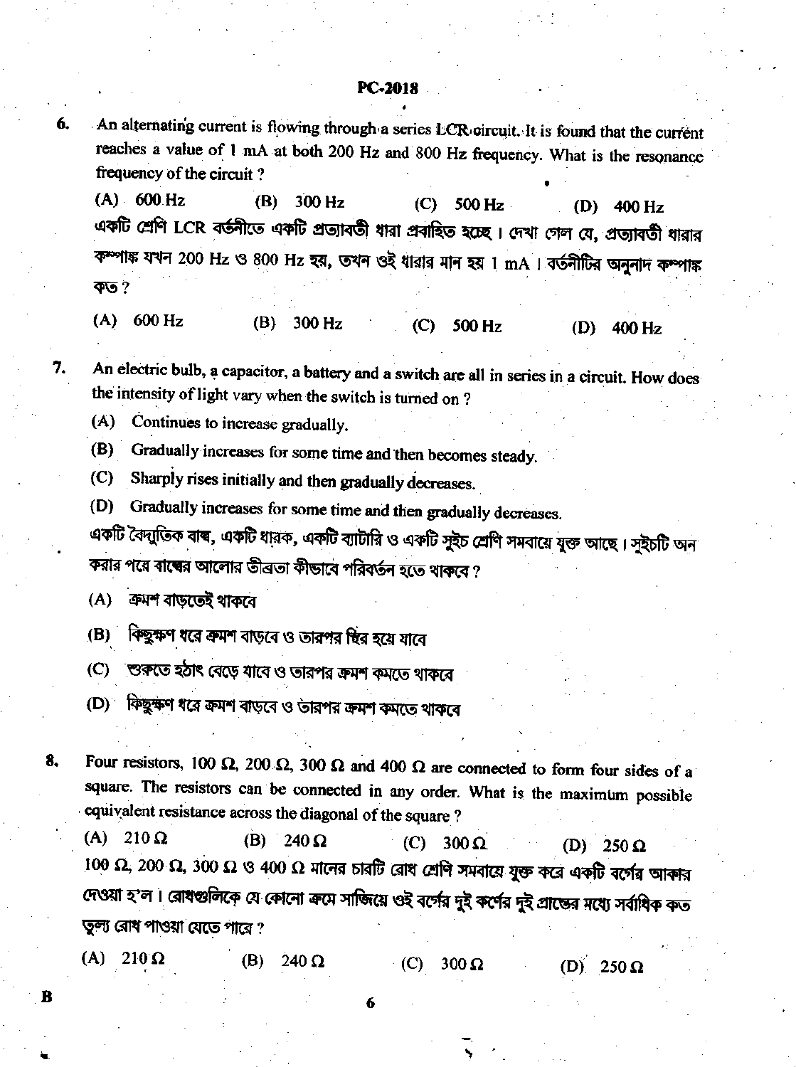6. An alternating current is flowing through a series LCR circuit. It is found that the current reaches a value of 1 mA at both 200 Hz and 800 Hz frequency. What is the resonance frequency of the circuit ?

(A) 600 Hz (B) 300 Hz (C) 500 Hz (D) 400 Hz

একটি শ্রেণি LCR বর্তনীতে একটি প্রত্যাবর্তী ধারা প্রবাহিত হচ্ছে। দেখা গেল যে, প্রত্যাবর্তী ধারার কম্পাঙ্ক যখন 200 Hz ও 800 Hz হয়, তখন ওই ধারার মান হয় 1 mA। বর্তনীটির অনুনাদ কম্পাঙ্ক কত ?

(A) 600 Hz (B) 300 Hz (C) 500 Hz (D) 400 Hz

7. An electric bulb, a capacitor, a battery and a switch are all in series in a circuit. How does the intensity of light vary when the switch is turned on ?

(A) Continues to increase gradually.

(B) Gradually increases for some time and then becomes steady.

(C) Sharply rises initially and then gradually decreases.

(D) Gradually increases for some time and then gradually decreases.

একটি বৈদ্যুতিক বাল্ব, একটি ধারক, একটি ব্যাটারি ও একটি সুইচ শ্রেণি সমবায়ে যুক্ত আছে। সুইচটি অন করার পরে বাল্বের আলোর তীব্রতা কীভাবে পরিবর্তন হতে থাকবে ?

(A) ক্রমশ বাড়তেই থাকবে

(B) কিছুক্ষণ ধরে ক্রমশ বাড়বে ও তারপর স্থির হয়ে যাবে

(C) শুরুতে হঠাৎ বেড়ে যাবে ও তারপর ক্রমশ কমতে থাকবে

(D) কিছুক্ষণ ধরে ক্রমশ বাড়বে ও তারপর ক্রমশ কমতে থাকবে

8. Four resistors, $100\ \Omega$, $200\ \Omega$, $300\ \Omega$ and $400\ \Omega$ are connected to form four sides of a square. The resistors can be connected in any order. What is the maximum possible equivalent resistance across the diagonal of the square ?

(A) $210\ \Omega$ (B) $240\ \Omega$ (C) $300\ \Omega$ (D) $250\ \Omega$

$100\ \Omega$, $200\ \Omega$, $300\ \Omega$ ও $400\ \Omega$ মানের চারটি রোধ শ্রেণি সমবায়ে যুক্ত করে একটি বর্গের আকার দেওয়া হ'ল। রোধগুলিকে যে কোনো ক্রমে সাজিয়ে ওই বর্গের দুই কর্ণের দুই প্রান্তের মধ্যে সর্বাধিক কত তুল্য রোধ পাওয়া যেতে পারে ?

(A) $210\ \Omega$ (B) $240\ \Omega$ (C) $300\ \Omega$ (D) $250\ \Omega$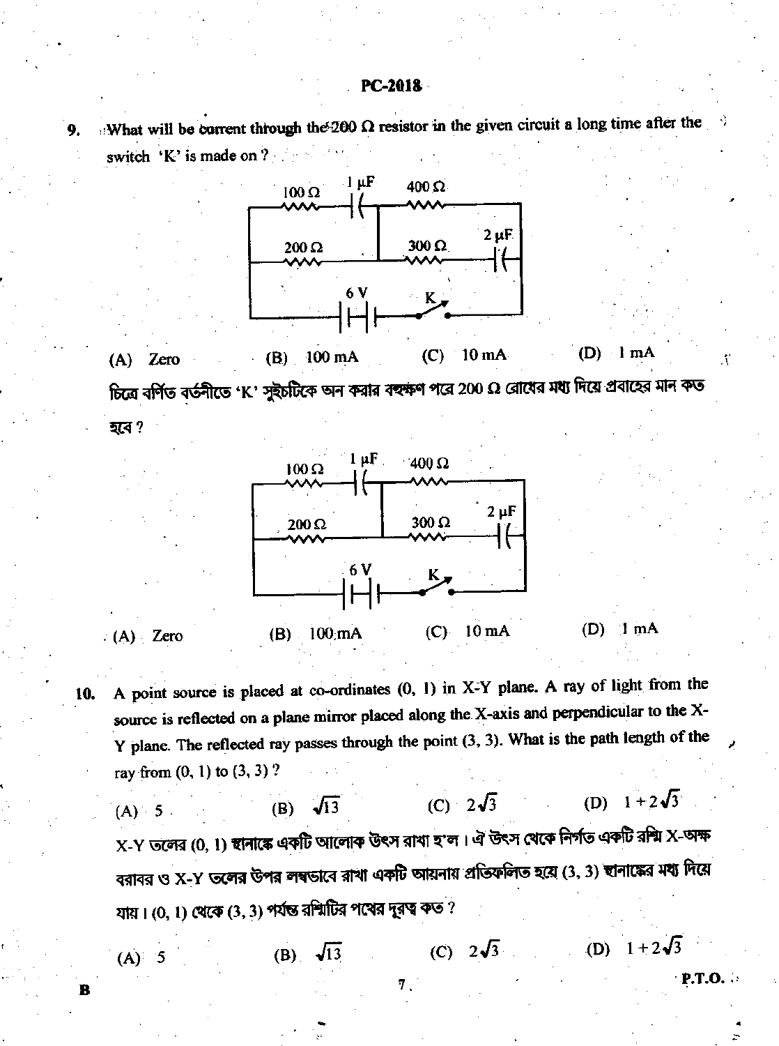9. What will be current through the 200 Ω resistor in the given circuit a long time after the switch 'K' is made on ?

(A) Zero (B) 100 mA (C) 10 mA (D) 1 mA

চিত্রে বর্ণিত বর্তনীতে 'K' সুইচটিকে অন করার বহুক্ষণ পরে 200 Ω রোধের মধ্য দিয়ে প্রবাহের মান কত হবে ?

(A) Zero (B) 100 mA (C) 10 mA (D) 1 mA

10. A point source is placed at co-ordinates (0, 1) in X-Y plane. A ray of light from the source is reflected on a plane mirror placed along the X-axis and perpendicular to the X-Y plane. The reflected ray passes through the point (3, 3). What is the path length of the ray from (0, 1) to (3, 3) ?

(A) 5 (B) $\sqrt{13}$ (C) $2\sqrt{3}$ (D) $1+2\sqrt{3}$

X-Y তলের (0, 1) স্থানাঙ্কে একটি আলোক উৎস রাখা হ'ল। ঐ উৎস থেকে নির্গত একটি রশ্মি X-অক্ষ বরাবর ও X-Y তলের উপর লম্বভাবে রাখা একটি আয়নায় প্রতিফলিত হয়ে (3, 3) স্থানাঙ্কের মধ্য দিয়ে যায়। (0, 1) থেকে (3, 3) পর্যন্ত রশ্মিটির পথের দূরত্ব কত ?

(A) 5 (B) $\sqrt{13}$ (C) $2\sqrt{3}$ (D) $1+2\sqrt{3}$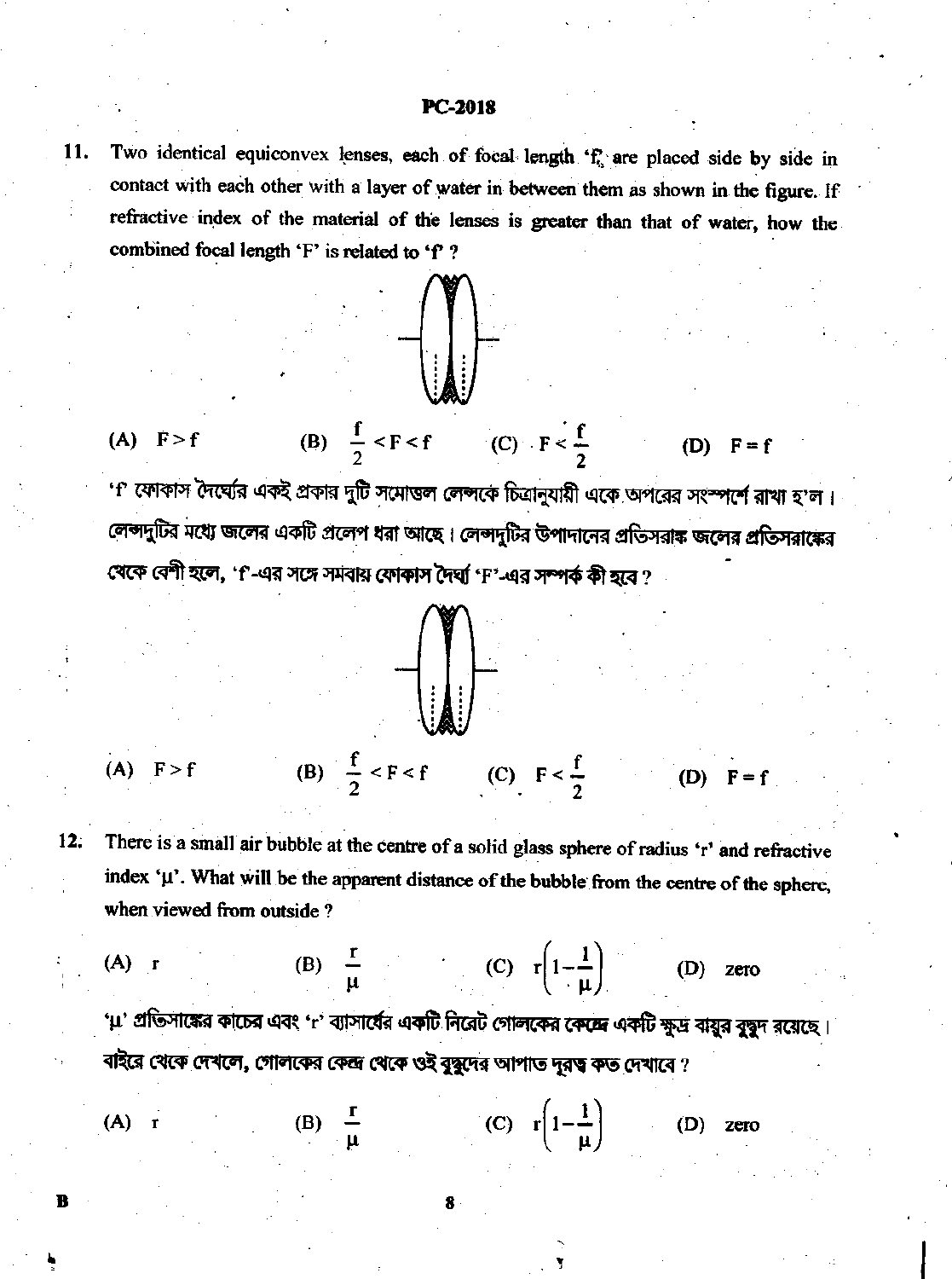11. Two identical equiconvex lenses, each of focal length '$f$', are placed side by side in contact with each other with a layer of water in between them as shown in the figure. If refractive index of the material of the lenses is greater than that of water, how the combined focal length '$F$' is related to '$f$' ?

(A) $F > f$ (B) $\frac{f}{2} < F < f$ (C) $F < \frac{f}{2}$ (D) $F = f$

'f' ফোকাস দৈর্ঘ্যের একই প্রকার দুটি সমোত্তল লেন্সকে চিত্রানুযায়ী একে অপরের সংস্পর্শে রাখা হ'ল। লেন্সদুটির মধ্যে জলের একটি প্রলেপ ধরা আছে। লেন্সদুটির উপাদানের প্রতিসরাঙ্ক জলের প্রতিসরাঙ্কের থেকে বেশী হলে, 'f'-এর সঙ্গে সমবায় ফোকাস দৈর্ঘ্য 'F'-এর সম্পর্ক কী হবে ?

(A) $F > f$ (B) $\frac{f}{2} < F < f$ (C) $F < \frac{f}{2}$ (D) $F = f$

12. There is a small air bubble at the centre of a solid glass sphere of radius '$r$' and refractive index '$\mu$'. What will be the apparent distance of the bubble from the centre of the sphere, when viewed from outside ?

(A) $r$ (B) $\frac{r}{\mu}$ (C) $r\left(1-\frac{1}{\mu}\right)$ (D) zero

'μ' প্রতিসাঙ্কের কাচের এবং 'r' ব্যাসার্ধের একটি নিরেট গোলকের কেন্দ্রে একটি ক্ষুদ্র বায়ুর বুদ্বুদ রয়েছে। বাইরে থেকে দেখলে, গোলকের কেন্দ্র থেকে ওই বুদ্বুদের আপাত দূরত্ব কত দেখাবে ?

(A) $r$ (B) $\frac{r}{\mu}$ (C) $r\left(1-\frac{1}{\mu}\right)$ (D) zero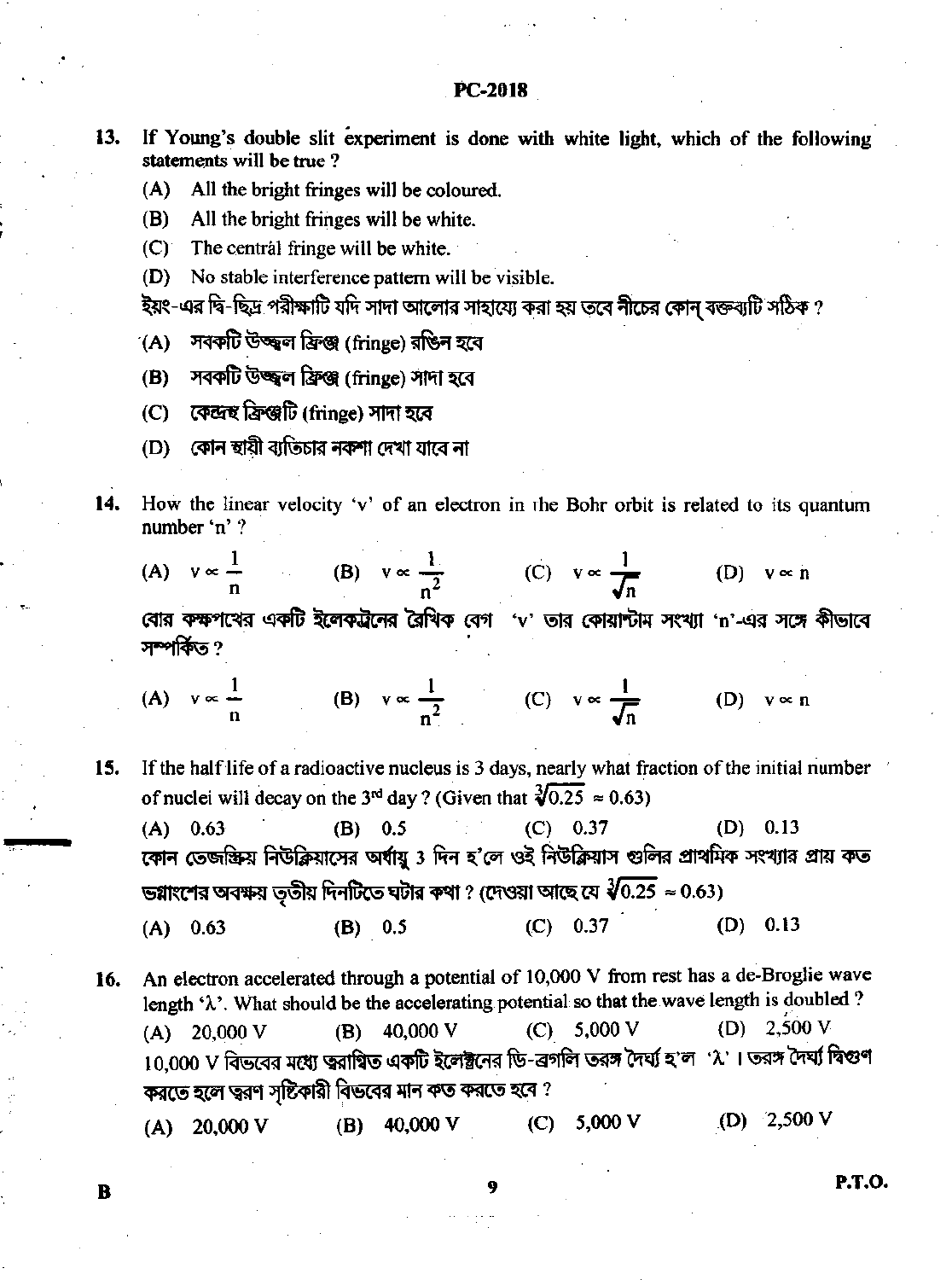13. If Young's double slit experiment is done with white light, which of the following statements will be true ?
    (A) All the bright fringes will be coloured.
    (B) All the bright fringes will be white.
    (C) The central fringe will be white.
    (D) No stable interference pattern will be visible.

    ইয়ং-এর দ্বি-ছিদ্র পরীক্ষাটি যদি সাদা আলোর সাহায্যে করা হয় তবে নীচের কোন্ বক্তব্যটি সঠিক ?
    (A) সবকটি উজ্জ্বল ফ্রিঞ্জ (fringe) রঙিন হবে
    (B) সবকটি উজ্জ্বল ফ্রিঞ্জ (fringe) সাদা হবে
    (C) কেন্দ্রস্থ ফ্রিঞ্জটি (fringe) সাদা হবে
    (D) কোন স্থায়ী ব্যতিচার নকশা দেখা যাবে না

14. How the linear velocity 'v' of an electron in the Bohr orbit is related to its quantum number 'n' ?

    (A) $v \propto \frac{1}{n}$ (B) $v \propto \frac{1}{n^2}$ (C) $v \propto \frac{1}{\sqrt{n}}$ (D) $v \propto n$

    বোর কক্ষপথের একটি ইলেকট্রনের রৈখিক বেগ 'v' তার কোয়ান্টাম সংখ্যা 'n'-এর সঙ্গে কীভাবে সম্পর্কিত ?

    (A) $v \propto \frac{1}{n}$ (B) $v \propto \frac{1}{n^2}$ (C) $v \propto \frac{1}{\sqrt{n}}$ (D) $v \propto n$

15. If the half life of a radioactive nucleus is 3 days, nearly what fraction of the initial number of nuclei will decay on the 3rd day ? (Given that $\sqrt[3]{0.25} \approx 0.63$)

    (A) 0.63 (B) 0.5 (C) 0.37 (D) 0.13

    কোন তেজস্ক্রিয় নিউক্লিয়াসের অর্ধায়ু 3 দিন হ'লে ওই নিউক্লিয়াস গুলির প্রাথমিক সংখ্যার প্রায় কত ভগ্নাংশের অবক্ষয় তৃতীয় দিনটিতে ঘটার কথা ? (দেওয়া আছে যে $\sqrt[3]{0.25} \approx 0.63$)

    (A) 0.63 (B) 0.5 (C) 0.37 (D) 0.13

16. An electron accelerated through a potential of 10,000 V from rest has a de-Broglie wave length 'λ'. What should be the accelerating potential so that the wave length is doubled ?

    (A) 20,000 V (B) 40,000 V (C) 5,000 V (D) 2,500 V

    10,000 V বিভবের মধ্যে ত্বরান্বিত একটি ইলেক্ট্রনের ডি-ব্রগলি তরঙ্গ দৈর্ঘ্য হ'ল 'λ'। তরঙ্গ দৈর্ঘ্য দ্বিগুণ করতে হলে ত্বরণ সৃষ্টিকারী বিভবের মান কত করতে হবে ?

    (A) 20,000 V (B) 40,000 V (C) 5,000 V (D) 2,500 V

B

P.T.O.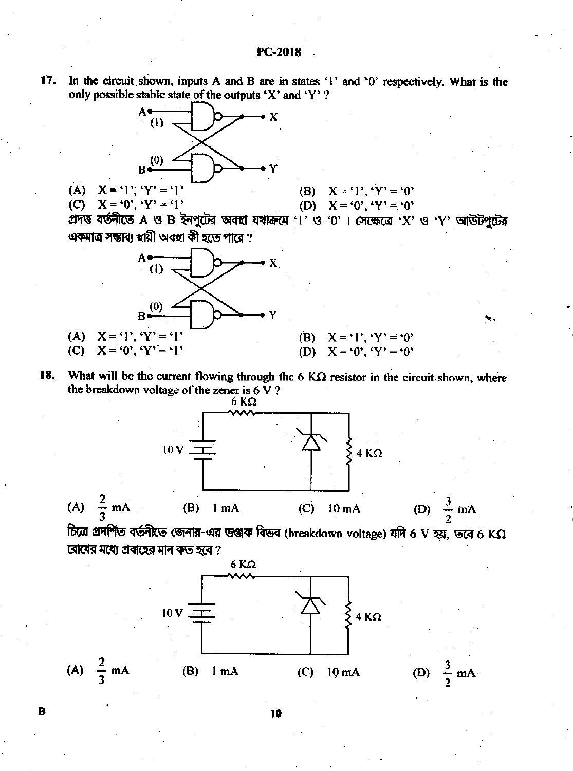17. In the circuit shown, inputs A and B are in states '1' and '0' respectively. What is the only possible stable state of the outputs 'X' and 'Y' ?

(A) X = '1', 'Y' = '1'
(B) X = '1', 'Y' = '0'
(C) X = '0', 'Y' = '1'
(D) X = '0', 'Y' = '0'

প্রদত্ত বর্তনীতে A ও B ইনপুটের অবস্থা যথাক্রমে '1' ও '0'। সেক্ষেত্রে 'X' ও 'Y' আউটপুটের একমাত্র সম্ভাব্য স্থায়ী অবস্থা কী হতে পারে ?

(A) X = '1', 'Y' = '1'
(B) X = '1', 'Y' = '0'
(C) X = '0', 'Y' = '1'
(D) X = '0', 'Y' = '0'

18. What will be the current flowing through the 6 KΩ resistor in the circuit shown, where the breakdown voltage of the zener is 6 V ?

(A) $\frac{2}{3}$ mA
(B) 1 mA
(C) 10 mA
(D) $\frac{3}{2}$ mA

চিত্রে প্রদর্শিত বর্তনীতে জেনার-এর ভঞ্জক বিভব (breakdown voltage) যদি 6 V হয়, তবে 6 KΩ রোধের মধ্যে প্রবাহের মান কত হবে ?

(A) $\frac{2}{3}$ mA
(B) 1 mA
(C) 10 mA
(D) $\frac{3}{2}$ mA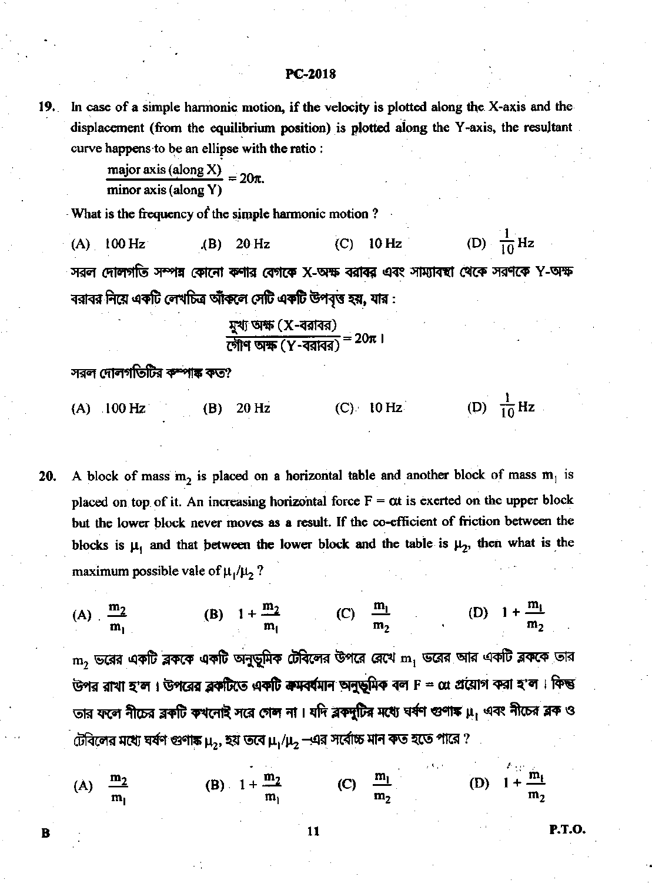19. In case of a simple harmonic motion, if the velocity is plotted along the X-axis and the displacement (from the equilibrium position) is plotted along the Y-axis, the resultant curve happens to be an ellipse with the ratio :

$$\frac{\text{major axis (along X)}}{\text{minor axis (along Y)}} = 20\pi.$$

What is the frequency of the simple harmonic motion ?

(A) 100 Hz (B) 20 Hz (C) 10 Hz (D) $\frac{1}{10}$ Hz

সরল দোলগতি সম্পন্ন কোনো কণার বেগকে X-অক্ষ বরাবর এবং সাম্যাবস্থা থেকে সরণকে Y-অক্ষ বরাবর নিয়ে একটি লেখচিত্র আঁকলে সেটি একটি উপবৃত্ত হয়, যার :

$$\frac{\text{মুখ্য অক্ষ (X-বরাবর)}}{\text{গৌণ অক্ষ (Y-বরাবর)}} = 20\pi \text{ ।}$$

সরল দোলগতিটির কম্পাঙ্ক কত?

(A) 100 Hz (B) 20 Hz (C) 10 Hz (D) $\frac{1}{10}$ Hz

20. A block of mass $m_2$ is placed on a horizontal table and another block of mass $m_1$ is placed on top of it. An increasing horizontal force $F = \alpha t$ is exerted on the upper block but the lower block never moves as a result. If the co-efficient of friction between the blocks is $\mu_1$ and that between the lower block and the table is $\mu_2$, then what is the maximum possible vale of $\mu_1/\mu_2$ ?

(A) $\frac{m_2}{m_1}$ (B) $1 + \frac{m_2}{m_1}$ (C) $\frac{m_1}{m_2}$ (D) $1 + \frac{m_1}{m_2}$

$m_2$ ভরের একটি ব্লককে একটি অনুভূমিক টেবিলের উপরে রেখে $m_1$ ভরের আর একটি ব্লককে তার উপর রাখা হ'ল । উপরের ব্লকটিতে একটি ক্রমবর্ধমান অনুভূমিক বল $F = \alpha t$ প্রয়োগ করা হ'ল । কিন্তু তার ফলে নীচের ব্লকটি কখনোই সরে গেল না । যদি ব্লকদুটির মধ্যে ঘর্ষণ গুণাঙ্ক $\mu_1$ এবং নীচের ব্লক ও টেবিলের মধ্যে ঘর্ষণ গুণাঙ্ক $\mu_2$, হয় তবে $\mu_1/\mu_2$ –এর সর্বোচ্চ মান কত হতে পারে ?

(A) $\frac{m_2}{m_1}$ (B) $1 + \frac{m_2}{m_1}$ (C) $\frac{m_1}{m_2}$ (D) $1 + \frac{m_1}{m_2}$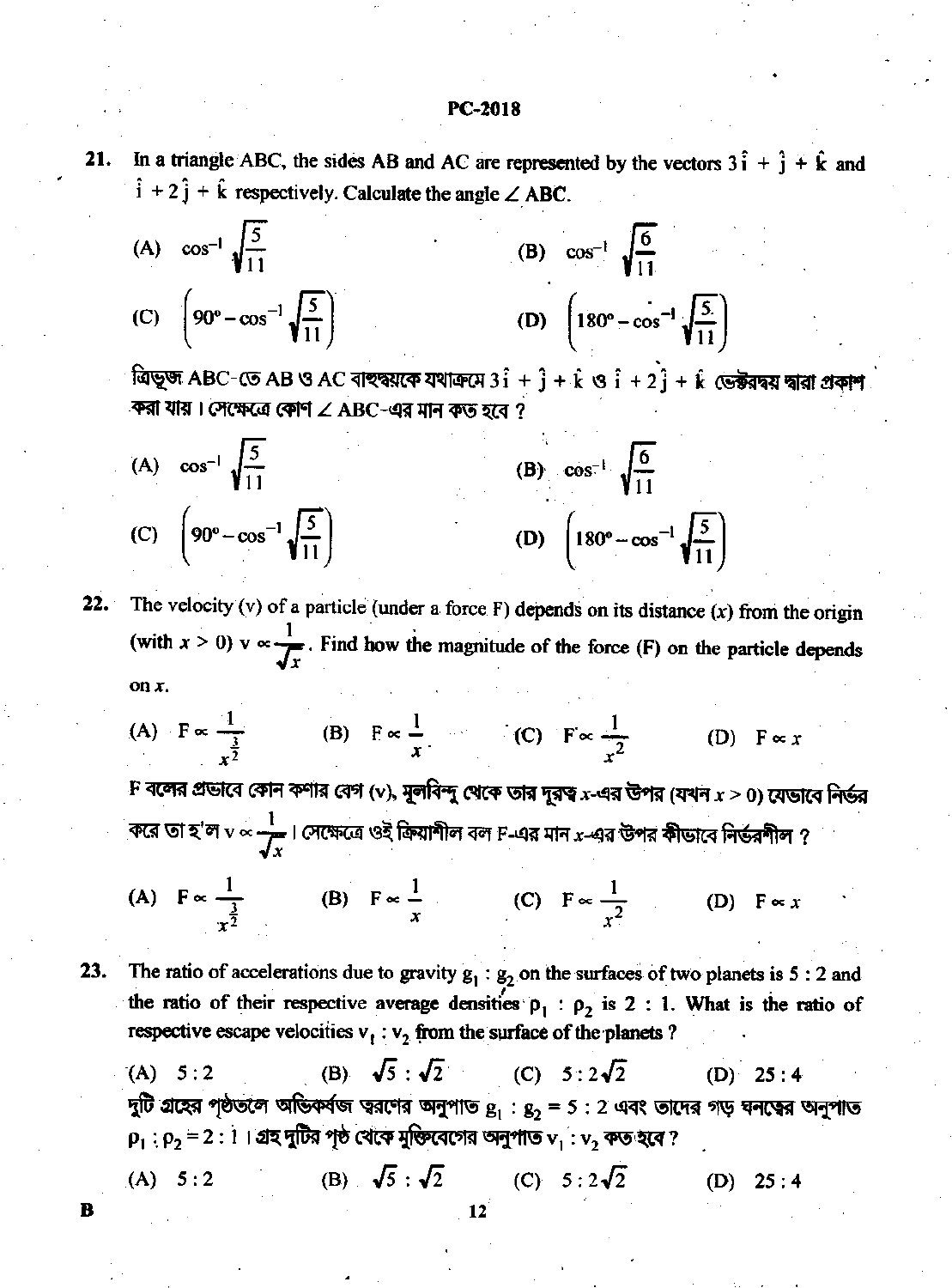21. In a triangle ABC, the sides AB and AC are represented by the vectors $3\hat{i} + \hat{j} + \hat{k}$ and $\hat{i} + 2\hat{j} + \hat{k}$ respectively. Calculate the angle $\angle ABC$.

(A) $\cos^{-1}\sqrt{\frac{5}{11}}$

(B) $\cos^{-1}\sqrt{\frac{6}{11}}$

(C) $\left(90^\circ - \cos^{-1}\sqrt{\frac{5}{11}}\right)$

(D) $\left(180^\circ - \cos^{-1}\sqrt{\frac{5}{11}}\right)$

ত্রিভুজ ABC-তে AB ও AC বাহুদ্বয়কে যথাক্রমে $3\hat{i} + \hat{j} + \hat{k}$ ও $\hat{i} + 2\hat{j} + \hat{k}$ ভেক্টরদ্বয় দ্বারা প্রকাশ করা যায়। সেক্ষেত্রে কোণ $\angle ABC$-এর মান কত হবে ?

(A) $\cos^{-1}\sqrt{\frac{5}{11}}$

(B) $\cos^{-1}\sqrt{\frac{6}{11}}$

(C) $\left(90^\circ - \cos^{-1}\sqrt{\frac{5}{11}}\right)$

(D) $\left(180^\circ - \cos^{-1}\sqrt{\frac{5}{11}}\right)$

22. The velocity (v) of a particle (under a force F) depends on its distance ($x$) from the origin (with $x > 0$) $v \propto \frac{1}{\sqrt{x}}$. Find how the magnitude of the force (F) on the particle depends on $x$.

(A) $F \propto \frac{1}{x^{\frac{3}{2}}}$ (B) $F \propto \frac{1}{x}$ (C) $F \propto \frac{1}{x^2}$ (D) $F \propto x$

F বলের প্রভাবে কোন কণার বেগ (v), মূলবিন্দু থেকে তার দূরত্ব $x$-এর উপর (যখন $x > 0$) যেভাবে নির্ভর করে তা হ'ল $v \propto \frac{1}{\sqrt{x}}$। সেক্ষেত্রে ওই ক্রিয়াশীল বল F-এর মান $x$-এর উপর কীভাবে নির্ভরশীল ?

(A) $F \propto \frac{1}{x^{\frac{3}{2}}}$ (B) $F \propto \frac{1}{x}$ (C) $F \propto \frac{1}{x^2}$ (D) $F \propto x$

23. The ratio of accelerations due to gravity $g_1 : g_2$ on the surfaces of two planets is $5 : 2$ and the ratio of their respective average densities $\rho_1 : \rho_2$ is $2 : 1$. What is the ratio of respective escape velocities $v_1 : v_2$ from the surface of the planets ?

(A) $5 : 2$ (B) $\sqrt{5} : \sqrt{2}$ (C) $5 : 2\sqrt{2}$ (D) $25 : 4$

দুটি গ্রহের পৃষ্ঠতলে অভিকর্ষজ ত্বরণের অনুপাত $g_1 : g_2 = 5 : 2$ এবং তাদের গড় ঘনত্বের অনুপাত $\rho_1 : \rho_2 = 2 : 1$। গ্রহ দুটির পৃষ্ঠ থেকে মুক্তিবেগের অনুপাত $v_1 : v_2$ কত হবে ?

(A) $5 : 2$ (B) $\sqrt{5} : \sqrt{2}$ (C) $5 : 2\sqrt{2}$ (D) $25 : 4$

B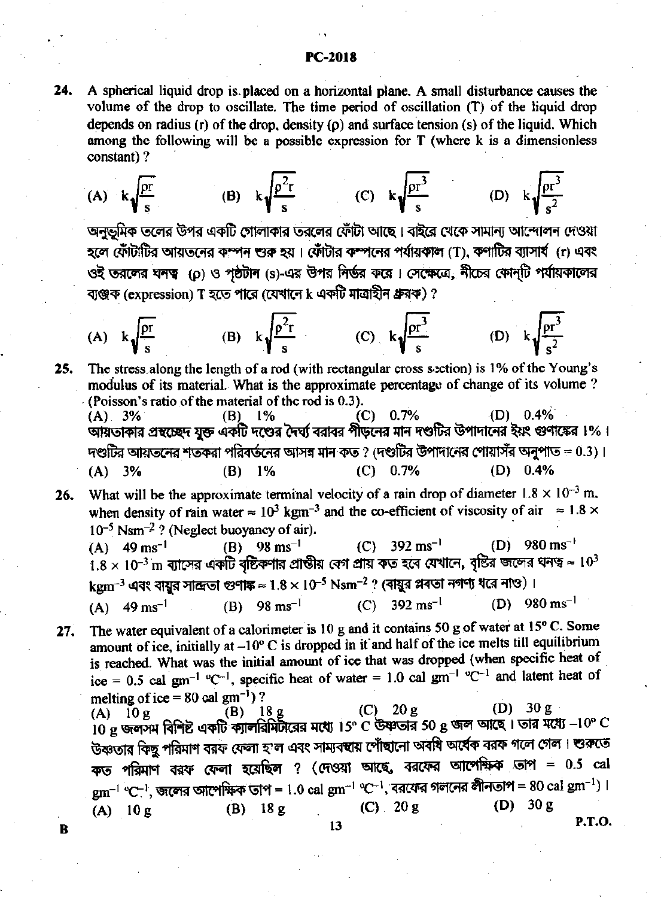24. A spherical liquid drop is placed on a horizontal plane. A small disturbance causes the volume of the drop to oscillate. The time period of oscillation (T) of the liquid drop depends on radius (r) of the drop, density (ρ) and surface tension (s) of the liquid. Which among the following will be a possible expression for T (where k is a dimensionless constant) ?

(A) $k\sqrt{\frac{\rho r}{s}}$ (B) $k\sqrt{\frac{\rho^2 r}{s}}$ (C) $k\sqrt{\frac{\rho r^3}{s}}$ (D) $k\sqrt{\frac{\rho r^3}{s^2}}$

অনুভূমিক তলের উপর একটি গোলাকার তরলের ফোঁটা আছে। বাইরে থেকে সামান্য আন্দোলন দেওয়া হলে ফোঁটাটির আয়তনের কম্পন শুরু হয়। ফোঁটার কম্পনের পর্যায়কাল (T), কণাটির ব্যাসার্ধ (r) এবং ওই তরলের ঘনত্ব (ρ) ও পৃষ্ঠটান (s)-এর উপর নির্ভর করে। সেক্ষেত্রে, নীচের কোন্‌টি পর্যায়কালের ব্যঞ্জক (expression) T হতে পারে (যেখানে k একটি মাত্রাহীন ধ্রুবক) ?

(A) $k\sqrt{\frac{\rho r}{s}}$ (B) $k\sqrt{\frac{\rho^2 r}{s}}$ (C) $k\sqrt{\frac{\rho r^3}{s}}$ (D) $k\sqrt{\frac{\rho r^3}{s^2}}$

25. The stress along the length of a rod (with rectangular cross section) is 1% of the Young's modulus of its material. What is the approximate percentage of change of its volume ? (Poisson's ratio of the material of the rod is 0.3).

(A) 3% (B) 1% (C) 0.7% (D) 0.4%

আয়তাকার প্রস্থচ্ছেদ যুক্ত একটি দণ্ডের দৈর্ঘ্য বরাবর পীড়নের মান দণ্ডটির উপাদানের ইয়ং গুণাঙ্কের 1%। দণ্ডটির আয়তনের শতকরা পরিবর্তনের আসন্ন মান কত ? (দণ্ডটির উপাদানের পোয়াসঁর অনুপাত = 0.3)।

(A) 3% (B) 1% (C) 0.7% (D) 0.4%

26. What will be the approximate terminal velocity of a rain drop of diameter $1.8 \times 10^{-3}$ m, when density of rain water $\approx 10^3$ kgm$^{-3}$ and the co-efficient of viscosity of air $\approx 1.8 \times 10^{-5}$ Nsm$^{-2}$ ? (Neglect buoyancy of air).

(A) 49 ms$^{-1}$ (B) 98 ms$^{-1}$ (C) 392 ms$^{-1}$ (D) 980 ms$^{-1}$

$1.8 \times 10^{-3}$ m ব্যাসের একটি বৃষ্টিকণার প্রান্তীয় বেগ প্রায় কত হবে যেখানে, বৃষ্টির জলের ঘনত্ব $\approx 10^3$ kgm$^{-3}$ এবং বায়ুর সান্দ্রতা গুণাঙ্ক $\approx 1.8 \times 10^{-5}$ Nsm$^{-2}$ ? (বায়ুর প্লবতা নগণ্য ধরে নাও)।

(A) 49 ms$^{-1}$ (B) 98 ms$^{-1}$ (C) 392 ms$^{-1}$ (D) 980 ms$^{-1}$

27. The water equivalent of a calorimeter is 10 g and it contains 50 g of water at 15° C. Some amount of ice, initially at –10° C is dropped in it and half of the ice melts till equilibrium is reached. What was the initial amount of ice that was dropped (when specific heat of ice = 0.5 cal gm$^{-1}$ °C$^{-1}$, specific heat of water = 1.0 cal gm$^{-1}$ °C$^{-1}$ and latent heat of melting of ice = 80 cal gm$^{-1}$) ?

(A) 10 g (B) 18 g (C) 20 g (D) 30 g

10 g জলসম বিশিষ্ট একটি ক্যালরিমিটারের মধ্যে 15° C উষ্ণতার 50 g জল আছে। তার মধ্যে –10° C উষ্ণতার কিছু পরিমাণ বরফ ফেলা হ'ল এবং সাম্যবস্থায় পৌঁছানো অবধি অর্ধেক বরফ গলে গেল। শুরুতে কত পরিমাণ বরফ ফেলা হয়েছিল ? (দেওয়া আছে, বরফের আপেক্ষিক তাপ = 0.5 cal gm$^{-1}$ °C$^{-1}$, জলের আপেক্ষিক তাপ = 1.0 cal gm$^{-1}$ °C$^{-1}$, বরফের গলনের লীনতাপ = 80 cal gm$^{-1}$)।

(A) 10 g (B) 18 g (C) 20 g (D) 30 g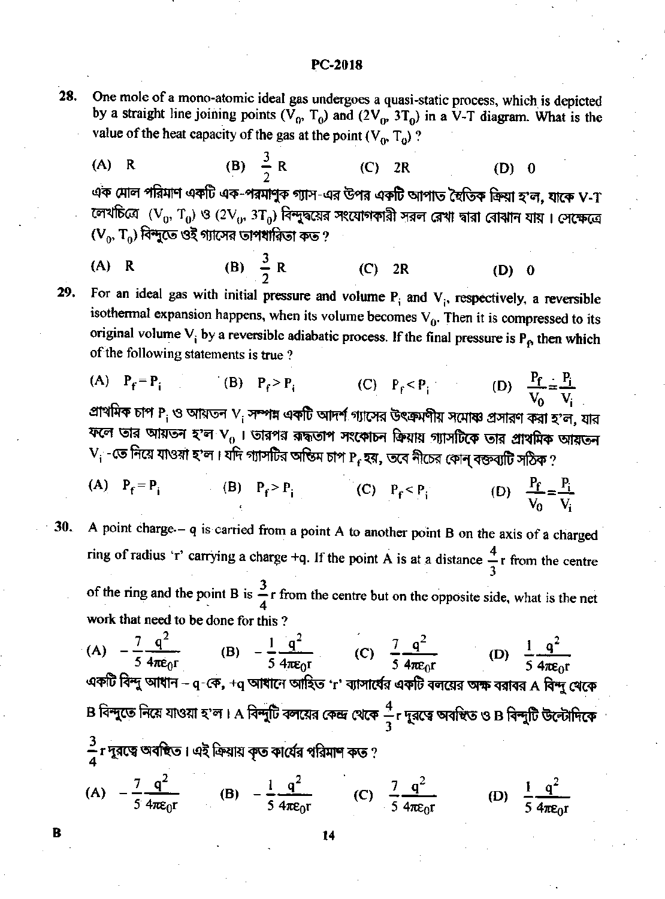28. One mole of a mono-atomic ideal gas undergoes a quasi-static process, which is depicted by a straight line joining points $(V_0, T_0)$ and $(2V_0, 3T_0)$ in a V-T diagram. What is the value of the heat capacity of the gas at the point $(V_0, T_0)$ ?

(A) R (B) $\frac{3}{2}$R (C) 2R (D) 0

এক মোল পরিমাণ একটি এক-পরমাণুক গ্যাস-এর উপর একটি আপাত স্থৈতিক ক্রিয়া হ'ল, যাকে V-T লেখচিত্রে $(V_0, T_0)$ ও $(2V_0, 3T_0)$ বিন্দুদ্বয়ের সংযোগকারী সরল রেখা দ্বারা বোঝান যায়। সেক্ষেত্রে $(V_0, T_0)$ বিন্দুতে ওই গ্যাসের তাপধারিতা কত ?

(A) R (B) $\frac{3}{2}$R (C) 2R (D) 0

29. For an ideal gas with initial pressure and volume $P_i$ and $V_i$, respectively, a reversible isothermal expansion happens, when its volume becomes $V_0$. Then it is compressed to its original volume $V_i$ by a reversible adiabatic process. If the final pressure is $P_f$, then which of the following statements is true ?

(A) $P_f = P_i$ (B) $P_f > P_i$ (C) $P_f < P_i$ (D) $\frac{P_f}{V_0} = \frac{P_i}{V_i}$

প্রাথমিক চাপ $P_i$ ও আয়তন $V_i$ সম্পন্ন একটি আদর্শ গ্যাসের উৎক্রমণীয় সমোষ্ণ প্রসারণ করা হ'ল, যার ফলে তার আয়তন হ'ল $V_0$। তারপর রুদ্ধতাপ সংকোচন ক্রিয়ায় গ্যাসটিকে তার প্রাথমিক আয়তন $V_i$-তে নিয়ে যাওয়া হ'ল। যদি গ্যাসটির অন্তিম চাপ $P_f$ হয়, তবে নীচের কোন্ বক্তব্যটি সঠিক ?

(A) $P_f = P_i$ (B) $P_f > P_i$ (C) $P_f < P_i$ (D) $\frac{P_f}{V_0} = \frac{P_i}{V_i}$

30. A point charge $-q$ is carried from a point A to another point B on the axis of a charged ring of radius 'r' carrying a charge +q. If the point A is at a distance $\frac{4}{3}$r from the centre of the ring and the point B is $\frac{3}{4}$r from the centre but on the opposite side, what is the net work that need to be done for this ?

(A) $-\frac{7}{5}\frac{q^2}{4\pi\varepsilon_0 r}$ (B) $-\frac{1}{5}\frac{q^2}{4\pi\varepsilon_0 r}$ (C) $\frac{7}{5}\frac{q^2}{4\pi\varepsilon_0 r}$ (D) $\frac{1}{5}\frac{q^2}{4\pi\varepsilon_0 r}$

একটি বিন্দু আধান $-q$-কে, +q আধানে আহিত 'r' ব্যাসার্ধের একটি বলয়ের অক্ষ বরাবর A বিন্দু থেকে B বিন্দুতে নিয়ে যাওয়া হ'ল। A বিন্দুটি বলয়ের কেন্দ্র থেকে $\frac{4}{3}$r দূরত্বে অবস্থিত ও B বিন্দুটি উল্টোদিকে $\frac{3}{4}$r দূরত্বে অবস্থিত। এই ক্রিয়ায় কৃত কার্যের পরিমাণ কত ?

(A) $-\frac{7}{5}\frac{q^2}{4\pi\varepsilon_0 r}$ (B) $-\frac{1}{5}\frac{q^2}{4\pi\varepsilon_0 r}$ (C) $\frac{7}{5}\frac{q^2}{4\pi\varepsilon_0 r}$ (D) $\frac{1}{5}\frac{q^2}{4\pi\varepsilon_0 r}$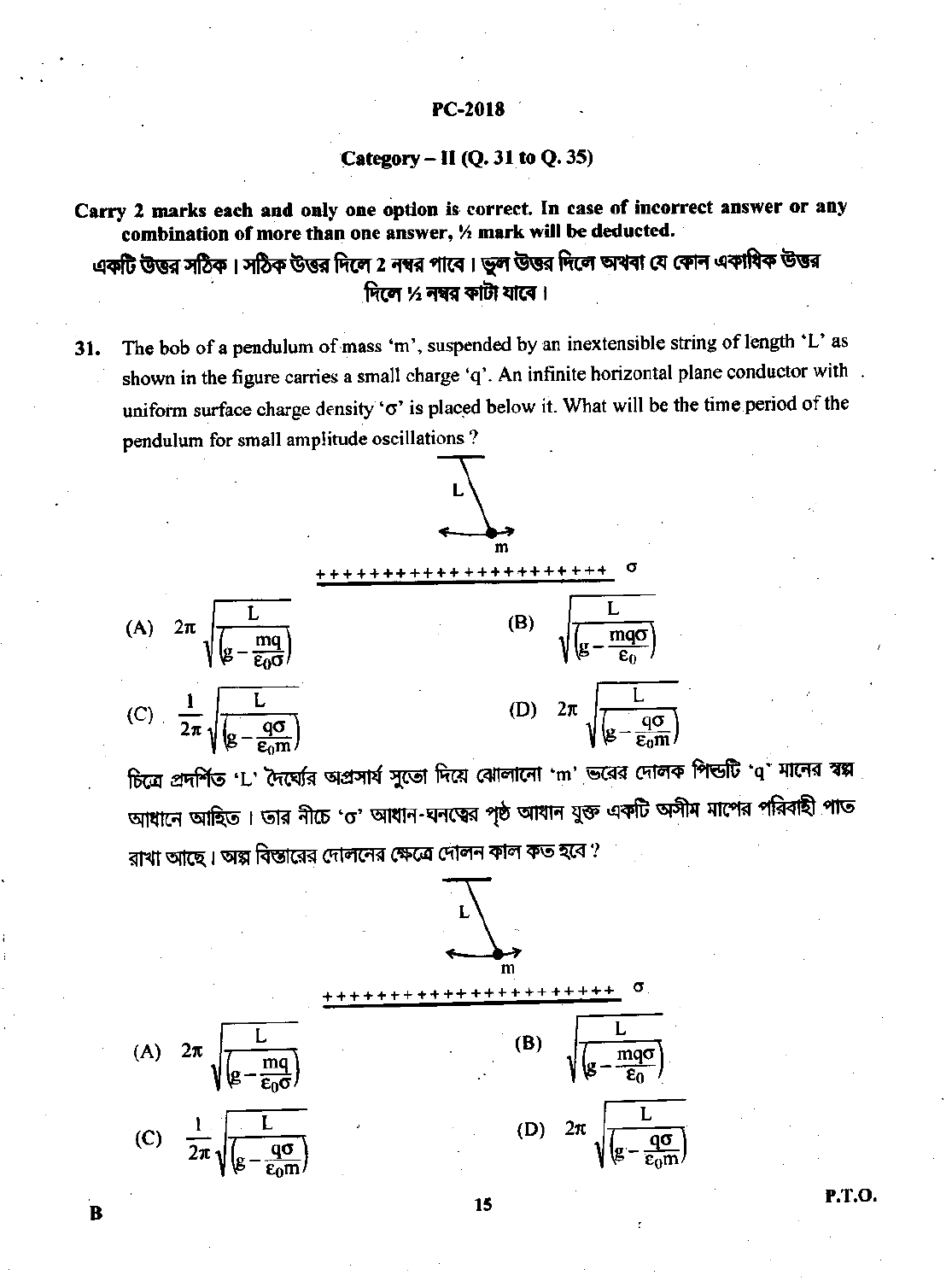## Category – II (Q. 31 to Q. 35)

**Carry 2 marks each and only one option is correct. In case of incorrect answer or any combination of more than one answer, ½ mark will be deducted.**

**একটি উত্তর সঠিক। সঠিক উত্তর দিলে 2 নম্বর পাবে। ভুল উত্তর দিলে অথবা যে কোন একাধিক উত্তর দিলে ½ নম্বর কাটা যাবে।**

31. The bob of a pendulum of mass 'm', suspended by an inextensible string of length 'L' as shown in the figure carries a small charge 'q'. An infinite horizontal plane conductor with uniform surface charge density 'σ' is placed below it. What will be the time period of the pendulum for small amplitude oscillations ?

(A) $2\pi\sqrt{\dfrac{L}{\left(g-\dfrac{mq}{\varepsilon_0\sigma}\right)}}$

(B) $\sqrt{\dfrac{L}{\left(g-\dfrac{mq\sigma}{\varepsilon_0}\right)}}$

(C) $\dfrac{1}{2\pi}\sqrt{\dfrac{L}{\left(g-\dfrac{q\sigma}{\varepsilon_0 m}\right)}}$

(D) $2\pi\sqrt{\dfrac{L}{\left(g-\dfrac{q\sigma}{\varepsilon_0 m}\right)}}$

চিত্রে প্রদর্শিত 'L' দৈর্ঘ্যের অপ্রসার্য সুতো দিয়ে ঝোলানো 'm' ভরের দোলক পিণ্ডটি 'q' মানের স্বল্প আধানে আহিত। তার নীচে 'σ' আধান-ঘনত্বের পৃষ্ঠ আধান যুক্ত একটি অসীম মাপের পরিবাহী পাত রাখা আছে। অল্প বিস্তারের দোলনের ক্ষেত্রে দোলন কাল কত হবে ?

(A) $2\pi\sqrt{\dfrac{L}{\left(g-\dfrac{mq}{\varepsilon_0\sigma}\right)}}$

(B) $\sqrt{\dfrac{L}{\left(g-\dfrac{mq\sigma}{\varepsilon_0}\right)}}$

(C) $\dfrac{1}{2\pi}\sqrt{\dfrac{L}{\left(g-\dfrac{q\sigma}{\varepsilon_0 m}\right)}}$

(D) $2\pi\sqrt{\dfrac{L}{\left(g-\dfrac{q\sigma}{\varepsilon_0 m}\right)}}$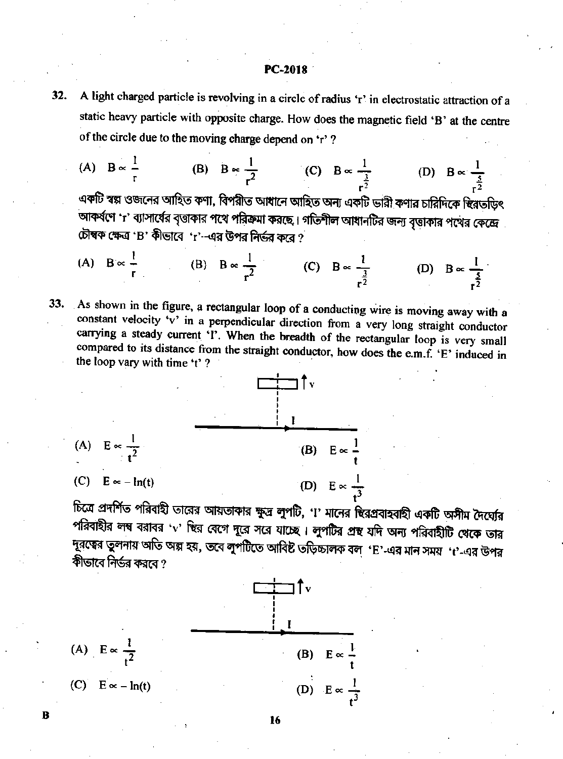32. A light charged particle is revolving in a circle of radius 'r' in electrostatic attraction of a static heavy particle with opposite charge. How does the magnetic field 'B' at the centre of the circle due to the moving charge depend on 'r' ?

(A) $B \propto \frac{1}{r}$ (B) $B \propto \frac{1}{r^2}$ (C) $B \propto \frac{1}{r^{\frac{3}{2}}}$ (D) $B \propto \frac{1}{r^{\frac{5}{2}}}$

একটি স্বল্প ওজনের আহিত কণা, বিপরীত আধানে আহিত অন্য একটি ভারী কণার চারিদিকে স্থিরতড়িৎ আকর্ষণে 'r' ব্যাসার্ধের বৃত্তাকার পথে পরিক্রমা করছে। গতিশীল আধানটির জন্য বৃত্তাকার পথের কেন্দ্রে চৌম্বক ক্ষেত্র 'B' কীভাবে 'r'-এর উপর নির্ভর করে ?

(A) $B \propto \frac{1}{r}$ (B) $B \propto \frac{1}{r^2}$ (C) $B \propto \frac{1}{r^{\frac{3}{2}}}$ (D) $B \propto \frac{1}{r^{\frac{5}{2}}}$

33. As shown in the figure, a rectangular loop of a conducting wire is moving away with a constant velocity 'v' in a perpendicular direction from a very long straight conductor carrying a steady current 'I'. When the breadth of the rectangular loop is very small compared to its distance from the straight conductor, how does the e.m.f. 'E' induced in the loop vary with time 't' ?

(A) $E \propto \frac{1}{t^2}$ (B) $E \propto \frac{1}{t}$

(C) $E \propto -\ln(t)$ (D) $E \propto \frac{1}{t^3}$

চিত্রে প্রদর্শিত পরিবাহী তারের আয়তাকার ক্ষুদ্র লুপটি, 'I' মানের স্থিরপ্রবাহবাহী একটি অসীম দৈর্ঘ্যের পরিবাহীর লম্ব বরাবর 'v' স্থির বেগে দূরে সরে যাচ্ছে। লুপটির প্রস্থ যদি অন্য পরিবাহীটি থেকে তার দূরত্বের তুলনায় অতি অল্প হয়, তবে লুপটিতে আবিষ্ট তড়িচ্চালক বল 'E'-এর মান সময় 't'-এর উপর কীভাবে নির্ভর করবে ?

(A) $E \propto \frac{1}{t^2}$ (B) $E \propto \frac{1}{t}$

(C) $E \propto -\ln(t)$ (D) $E \propto \frac{1}{t^3}$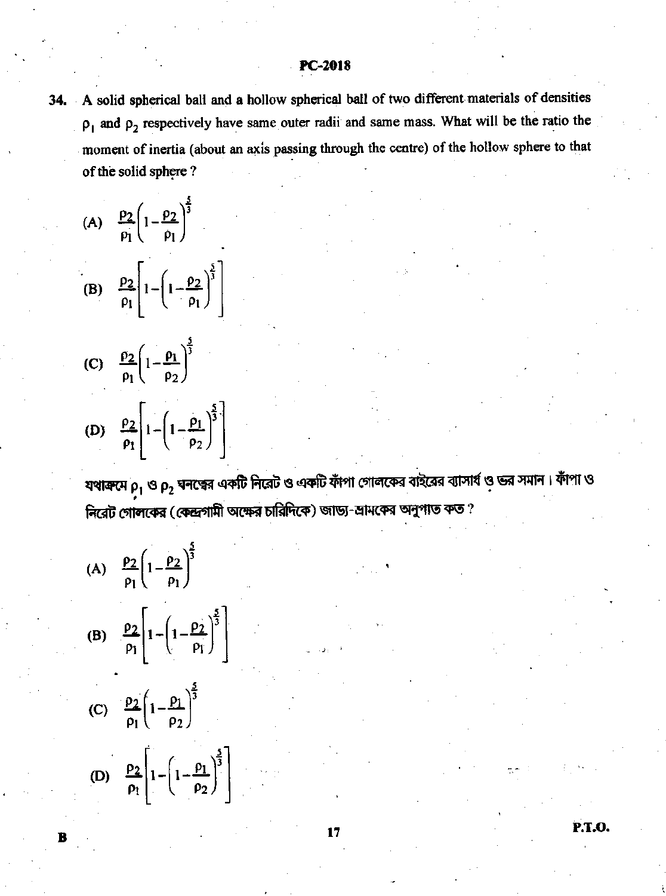34. A solid spherical ball and a hollow spherical ball of two different materials of densities $\rho_1$ and $\rho_2$ respectively have same outer radii and same mass. What will be the ratio the moment of inertia (about an axis passing through the centre) of the hollow sphere to that of the solid sphere ?

(A) $\frac{\rho_2}{\rho_1}\left(1-\frac{\rho_2}{\rho_1}\right)^{\frac{5}{3}}$

(B) $\frac{\rho_2}{\rho_1}\left[1-\left(1-\frac{\rho_2}{\rho_1}\right)^{\frac{5}{3}}\right]$

(C) $\frac{\rho_2}{\rho_1}\left(1-\frac{\rho_1}{\rho_2}\right)^{\frac{5}{3}}$

(D) $\frac{\rho_2}{\rho_1}\left[1-\left(1-\frac{\rho_1}{\rho_2}\right)^{\frac{5}{3}}\right]$

যথাক্রমে $\rho_1$ ও $\rho_2$ ঘনত্বের একটি নিরেট ও একটি ফাঁপা গোলকের বাইরের ব্যাসার্ধ ও ভর সমান। ফাঁপা ও নিরেট গোলকের (কেন্দ্রগামী অক্ষের চারিদিকে) জাড্য-ভ্রামকের অনুপাত কত ?

(A) $\frac{\rho_2}{\rho_1}\left(1-\frac{\rho_2}{\rho_1}\right)^{\frac{5}{3}}$

(B) $\frac{\rho_2}{\rho_1}\left[1-\left(1-\frac{\rho_2}{\rho_1}\right)^{\frac{5}{3}}\right]$

(C) $\frac{\rho_2}{\rho_1}\left(1-\frac{\rho_1}{\rho_2}\right)^{\frac{5}{3}}$

(D) $\frac{\rho_2}{\rho_1}\left[1-\left(1-\frac{\rho_1}{\rho_2}\right)^{\frac{5}{3}}\right]$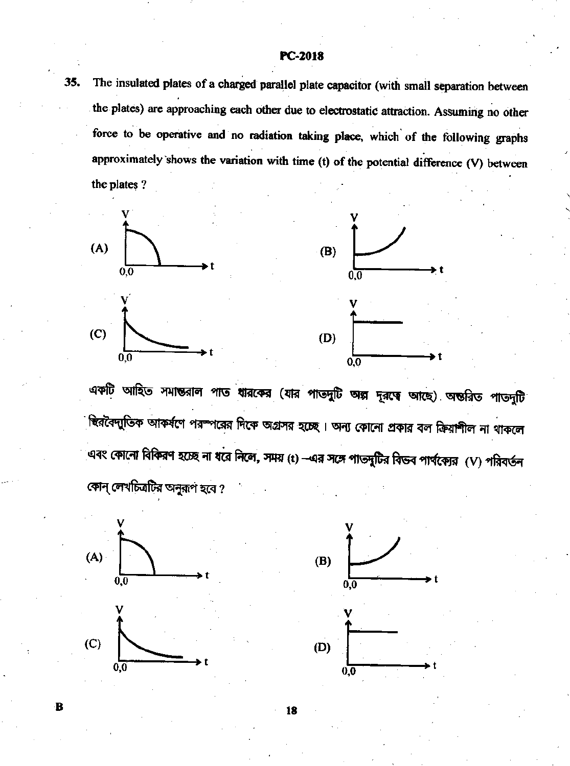35. The insulated plates of a charged parallel plate capacitor (with small separation between the plates) are approaching each other due to electrostatic attraction. Assuming no other force to be operative and no radiation taking place, which of the following graphs approximately shows the variation with time (t) of the potential difference (V) between the plates ?

(A) V 0,0 t

(B) V 0,0 t

(C) V 0,0 t

(D) V 0,0 t

একটি আহিত সমান্তরাল পাত ধারকের (যার পাতদুটি অল্প দূরত্বে আছে) অন্তরিত পাতদুটি স্থিরবৈদ্যুতিক আকর্ষণে পরস্পরের দিকে অগ্রসর হচ্ছে। অন্য কোনো প্রকার বল ক্রিয়াশীল না থাকলে এবং কোনো বিকিরণ হচ্ছে না ধরে নিলে, সময় (t) –এর সঙ্গে পাতদুটির বিভব পার্থক্যের (V) পরিবর্তন কোন্ লেখচিত্রটির অনুরূপ হবে ?

(A) V 0,0 t

(B) V 0,0 t

(C) V 0,0 t

(D) V 0,0 t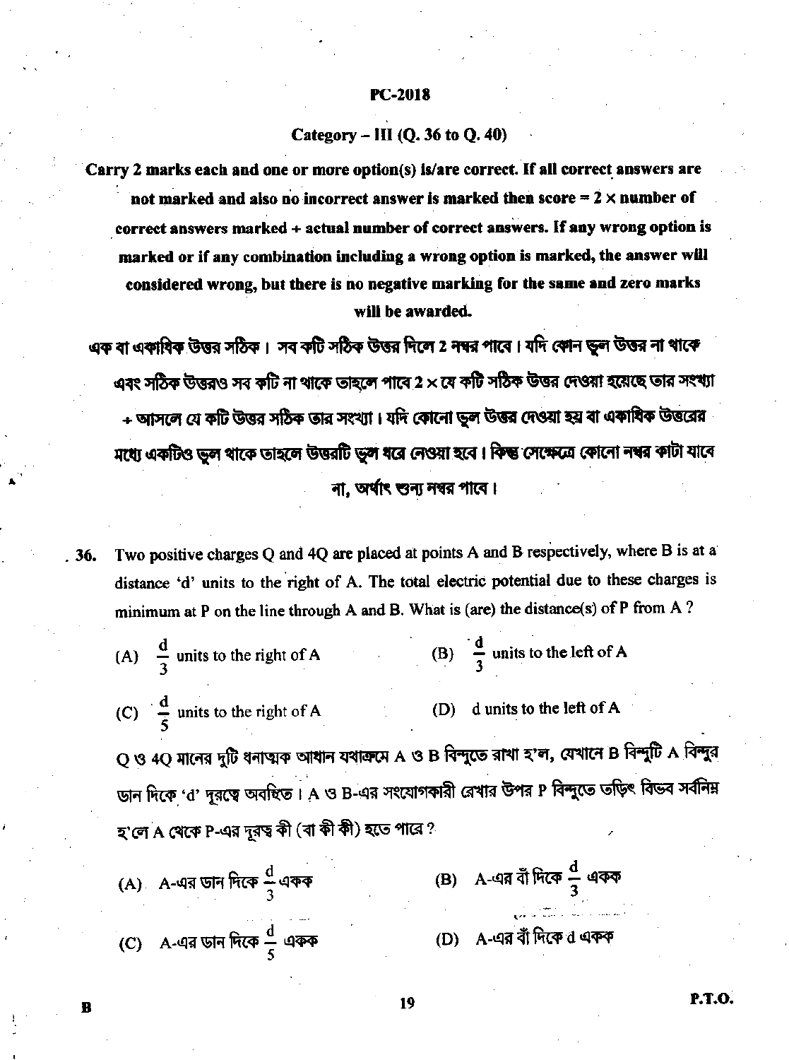PC-2018

## Category – III (Q. 36 to Q. 40)

**Carry 2 marks each and one or more option(s) is/are correct. If all correct answers are not marked and also no incorrect answer is marked then score = 2 × number of correct answers marked ÷ actual number of correct answers. If any wrong option is marked or if any combination including a wrong option is marked, the answer will considered wrong, but there is no negative marking for the same and zero marks will be awarded.**

**এক বা একাধিক উত্তর সঠিক। সব কটি সঠিক উত্তর দিলে 2 নম্বর পাবে। যদি কোন ভুল উত্তর না থাকে এবং সঠিক উত্তরও সব কটি না থাকে তাহলে পাবে 2 × যে কটি সঠিক উত্তর দেওয়া হয়েছে তার সংখ্যা ÷ আসলে যে কটি উত্তর সঠিক তার সংখ্যা। যদি কোনো ভুল উত্তর দেওয়া হয় বা একাধিক উত্তরের মধ্যে একটিও ভুল থাকে তাহলে উত্তরটি ভুল ধরে নেওয়া হবে। কিন্তু সেক্ষেত্রে কোনো নম্বর কাটা যাবে না, অর্থাৎ শুন্য নম্বর পাবে।**

36. Two positive charges Q and 4Q are placed at points A and B respectively, where B is at a distance 'd' units to the right of A. The total electric potential due to these charges is minimum at P on the line through A and B. What is (are) the distance(s) of P from A ?

(A) $\frac{d}{3}$ units to the right of A

(B) $\frac{d}{3}$ units to the left of A

(C) $\frac{d}{5}$ units to the right of A

(D) d units to the left of A

Q ও 4Q মানের দুটি ধনাত্মক আধান যথাক্রমে A ও B বিন্দুতে রাখা হ'ল, যেখানে B বিন্দুটি A বিন্দুর ডান দিকে 'd' দূরত্বে অবস্থিত। A ও B-এর সংযোগকারী রেখার উপর P বিন্দুতে তড়িৎ বিভব সর্বনিম্ন হ'লে A থেকে P-এর দূরত্ব কী (বা কী কী) হতে পারে ?

(A) A-এর ডান দিকে $\frac{d}{3}$ একক

(B) A-এর বাঁ দিকে $\frac{d}{3}$ একক

(C) A-এর ডান দিকে $\frac{d}{5}$ একক

(D) A-এর বাঁ দিকে d একক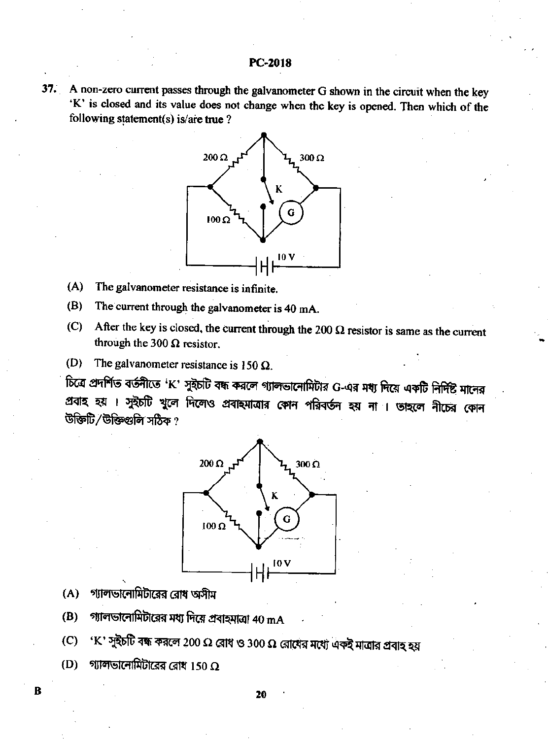**37.** A non-zero current passes through the galvanometer G shown in the circuit when the key 'K' is closed and its value does not change when the key is opened. Then which of the following statement(s) is/are true ?

(A) The galvanometer resistance is infinite.

(B) The current through the galvanometer is 40 mA.

(C) After the key is closed, the current through the 200 Ω resistor is same as the current through the 300 Ω resistor.

(D) The galvanometer resistance is 150 Ω.

চিত্রে প্রদর্শিত বর্তনীতে 'K' সুইচটি বন্ধ করলে গ্যালভানোমিটার G-এর মধ্য দিয়ে একটি নির্দিষ্ট মানের প্রবাহ হয়। সুইচটি খুলে দিলেও প্রবাহমাত্রার কোন পরিবর্তন হয় না। তাহলে নীচের কোন উক্তিটি/উক্তিগুলি সঠিক ?

(A) গ্যালভানোমিটারের রোধ অসীম

(B) গ্যালভানোমিটারের মধ্য দিয়ে প্রবাহমাত্রা 40 mA

(C) 'K' সুইচটি বন্ধ করলে 200 Ω রোধ ও 300 Ω রোধের মধ্যে একই মাত্রার প্রবাহ হয়

(D) গ্যালভানোমিটারের রোধ 150 Ω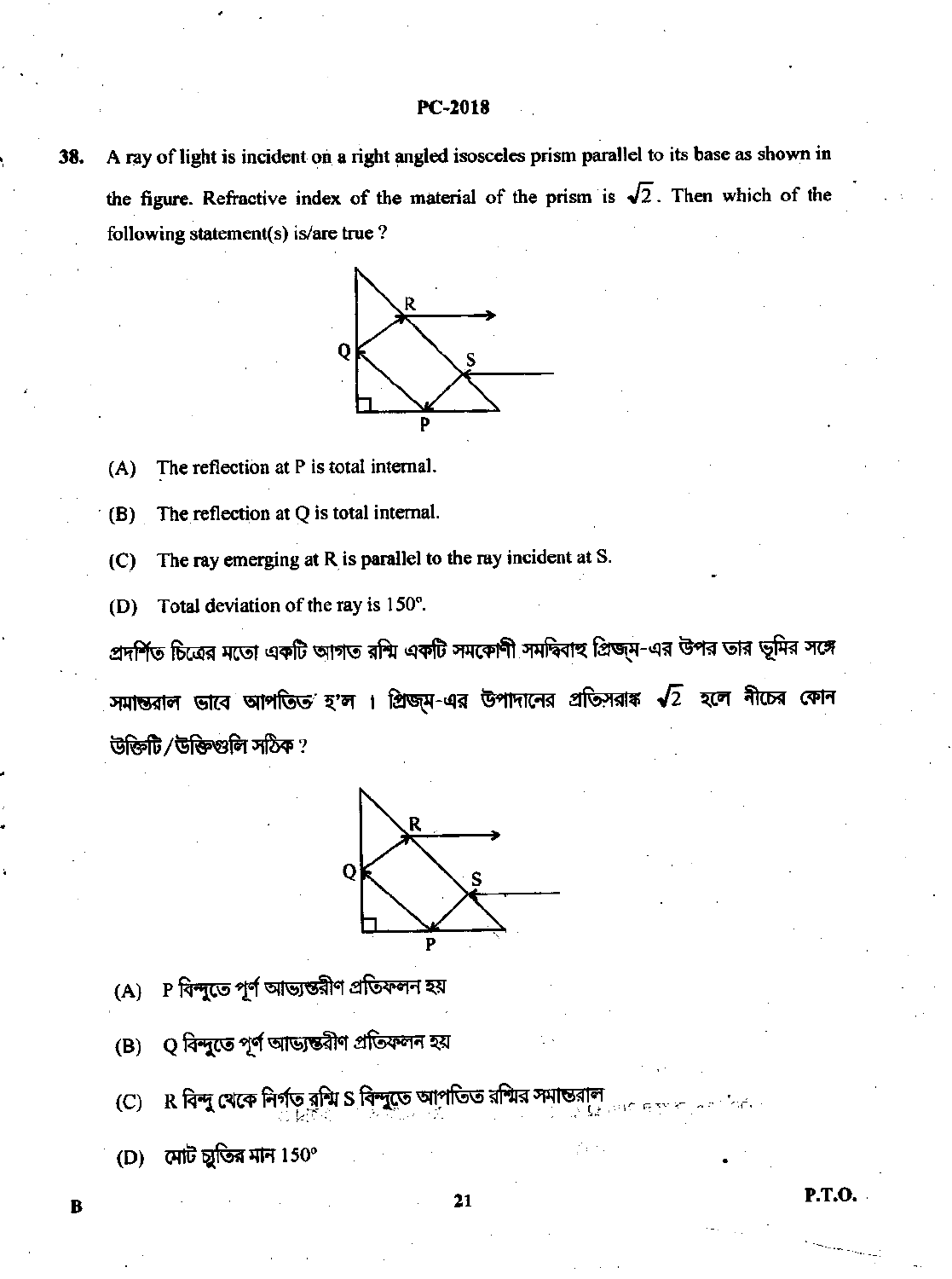**38.** A ray of light is incident on a right angled isosceles prism parallel to its base as shown in the figure. Refractive index of the material of the prism is $\sqrt{2}$. Then which of the following statement(s) is/are true ?

(A) The reflection at P is total internal.

(B) The reflection at Q is total internal.

(C) The ray emerging at R is parallel to the ray incident at S.

(D) Total deviation of the ray is 150°.

প্রদর্শিত চিত্রের মতো একটি আগত রশ্মি একটি সমকোণী সমদ্বিবাহু প্রিজ্‌ম-এর উপর তার ভূমির সঙ্গে সমান্তরাল ভাবে আপতিত হ'ল । প্রিজ্‌ম-এর উপাদানের প্রতিসরাঙ্ক $\sqrt{2}$ হলে নীচের কোন উক্তিটি/উক্তিগুলি সঠিক ?

(A) P বিন্দুতে পূর্ণ আভ্যন্তরীণ প্রতিফলন হয়

(B) Q বিন্দুতে পূর্ণ আভ্যন্তরীণ প্রতিফলন হয়

(C) R বিন্দু থেকে নির্গত রশ্মি S বিন্দুতে আপতিত রশ্মির সমান্তরাল

(D) মোট চ্যুতির মান 150°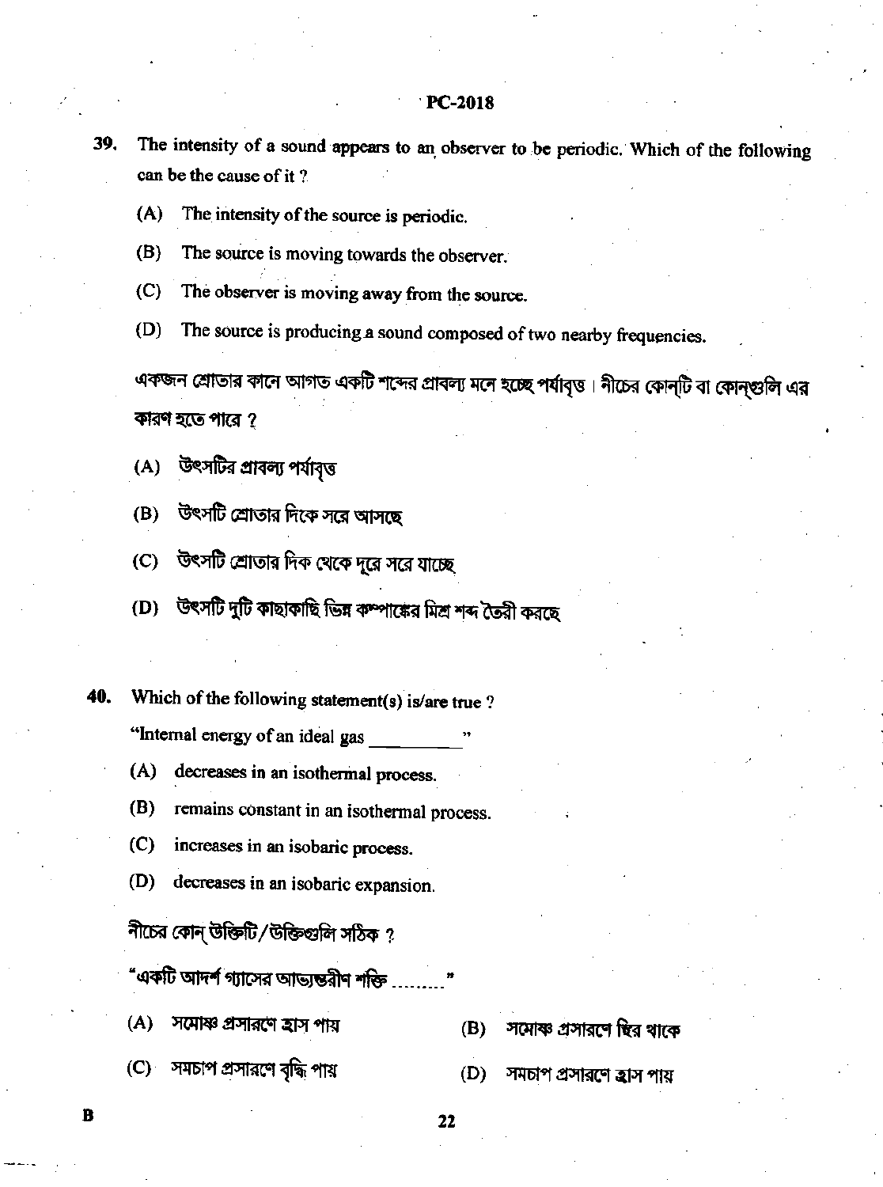39. The intensity of a sound appears to an observer to be periodic. Which of the following can be the cause of it ?

   (A) The intensity of the source is periodic.

   (B) The source is moving towards the observer.

   (C) The observer is moving away from the source.

   (D) The source is producing a sound composed of two nearby frequencies.

   একজন শ্রোতার কানে আগত একটি শব্দের প্রাবল্য মনে হচ্ছে পর্যাবৃত্ত। নীচের কোন্‌টি বা কোন্‌গুলি এর কারণ হতে পারে ?

   (A) উৎসটির প্রাবল্য পর্যাবৃত্ত

   (B) উৎসটি শ্রোতার দিকে সরে আসছে

   (C) উৎসটি শ্রোতার দিক থেকে দূরে সরে যাচ্ছে

   (D) উৎসটি দুটি কাছাকাছি ভিন্ন কম্পাঙ্কের মিশ্র শব্দ তৈরী করছে

40. Which of the following statement(s) is/are true ?

   "Internal energy of an ideal gas ________ "

   (A) decreases in an isothermal process.

   (B) remains constant in an isothermal process.

   (C) increases in an isobaric process.

   (D) decreases in an isobaric expansion.

   নীচের কোন্ উক্তিটি/উক্তিগুলি সঠিক ?

   "একটি আদর্শ গ্যাসের আভ্যন্তরীণ শক্তি ........"

   (A) সমোষ্ণ প্রসারণে হ্রাস পায়

   (B) সমোষ্ণ প্রসারণে স্থির থাকে

   (C) সমচাপ প্রসারণে বৃদ্ধি পায়

   (D) সমচাপ প্রসারণে হ্রাস পায়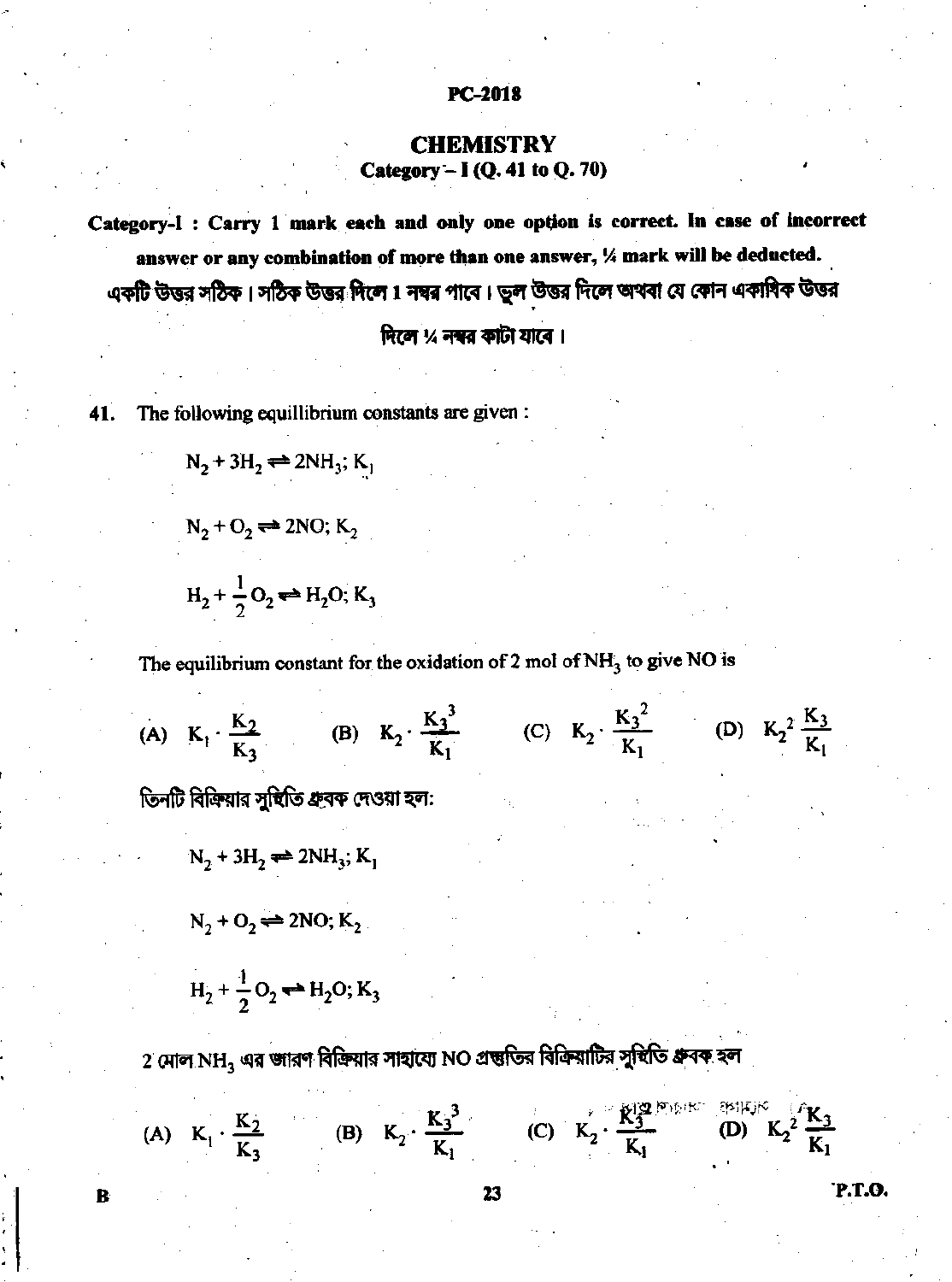## CHEMISTRY

### Category – I (Q. 41 to Q. 70)

**Category-I : Carry 1 mark each and only one option is correct. In case of incorrect answer or any combination of more than one answer, ¼ mark will be deducted.**

**একটি উত্তর সঠিক। সঠিক উত্তর দিলে 1 নম্বর পাবে। ভুল উত্তর দিলে অথবা যে কোন একাধিক উত্তর দিলে ¼ নম্বর কাটা যাবে।**

41. The following equillibrium constants are given :

$N_2 + 3H_2 \rightleftharpoons 2NH_3; K_1$

$N_2 + O_2 \rightleftharpoons 2NO; K_2$

$H_2 + \frac{1}{2}O_2 \rightleftharpoons H_2O; K_3$

The equilibrium constant for the oxidation of 2 mol of $NH_3$ to give NO is

(A) $K_1 \cdot \frac{K_2}{K_3}$ (B) $K_2 \cdot \frac{K_3^3}{K_1}$ (C) $K_2 \cdot \frac{K_3^2}{K_1}$ (D) $K_2^2 \frac{K_3}{K_1}$

তিনটি বিক্রিয়ার সুস্থিতি ধ্রুবক দেওয়া হল:

$N_2 + 3H_2 \rightleftharpoons 2NH_3; K_1$

$N_2 + O_2 \rightleftharpoons 2NO; K_2$

$H_2 + \frac{1}{2}O_2 \rightleftharpoons H_2O; K_3$

2 মোল $NH_3$ এর জারণ বিক্রিয়ার সাহায্যে NO প্রস্তুতির বিক্রিয়াটির সুস্থিতি ধ্রুবক হল

(A) $K_1 \cdot \frac{K_2}{K_3}$ (B) $K_2 \cdot \frac{K_3^3}{K_1}$ (C) $K_2 \cdot \frac{K_3^2}{K_1}$ (D) $K_2^2 \frac{K_3}{K_1}$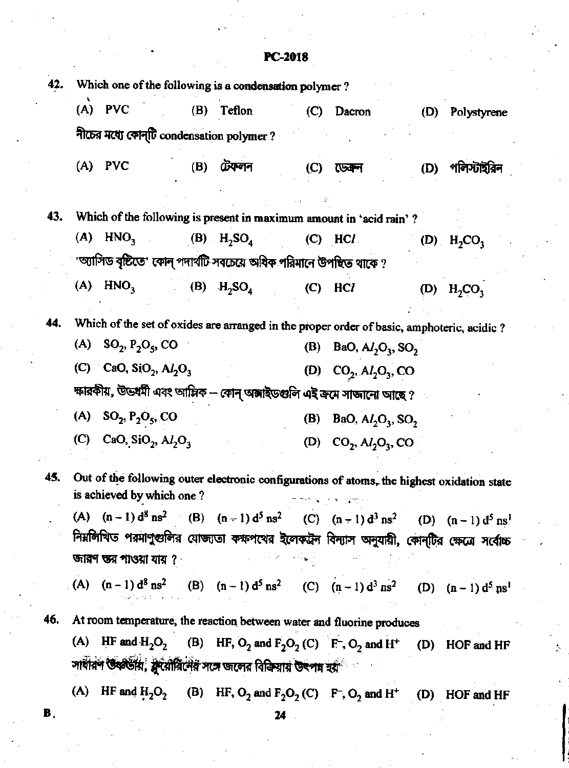42. Which one of the following is a condensation polymer ?

(A) PVC (B) Teflon (C) Dacron (D) Polystyrene

নীচের মধ্যে কোন্‌টি condensation polymer ?

(A) PVC (B) টেফলন (C) ডেক্রন (D) পলিস্টাইরিন

43. Which of the following is present in maximum amount in 'acid rain' ?

(A) $HNO_3$ (B) $H_2SO_4$ (C) $HCl$ (D) $H_2CO_3$

'অ্যাসিড বৃষ্টিতে' কোন্ পদার্থটি সবচেয়ে অধিক পরিমানে উপস্থিত থাকে ?

(A) $HNO_3$ (B) $H_2SO_4$ (C) $HCl$ (D) $H_2CO_3$

44. Which of the set of oxides are arranged in the proper order of basic, amphoteric, acidic ?

(A) $SO_2$, $P_2O_5$, $CO$ (B) $BaO$, $Al_2O_3$, $SO_2$

(C) $CaO$, $SiO_2$, $Al_2O_3$ (D) $CO_2$, $Al_2O_3$, $CO$

ক্ষারকীয়, উভধর্মী এবং আম্লিক -- কোন্ অক্সাইডগুলি এই ক্রমে সাজানো আছে ?

(A) $SO_2$, $P_2O_5$, $CO$ (B) $BaO$, $Al_2O_3$, $SO_2$

(C) $CaO$, $SiO_2$, $Al_2O_3$ (D) $CO_2$, $Al_2O_3$, $CO$

45. Out of the following outer electronic configurations of atoms, the highest oxidation state is achieved by which one ?

(A) $(n-1)d^8 ns^2$ (B) $(n-1)d^5 ns^2$ (C) $(n-1)d^3 ns^2$ (D) $(n-1)d^5 ns^1$

নিম্নলিখিত পরমাণুগুলির যোজ্যতা কক্ষপথের ইলেকট্রন বিন্যাস অনুযায়ী, কোন্‌টির ক্ষেত্রে সর্বোচ্চ জারণ স্তর পাওয়া যায় ?

(A) $(n-1)d^8 ns^2$ (B) $(n-1)d^5 ns^2$ (C) $(n-1)d^3 ns^2$ (D) $(n-1)d^5 ns^1$

46. At room temperature, the reaction between water and fluorine produces

(A) $HF$ and $H_2O_2$ (B) $HF$, $O_2$ and $F_2O_2$ (C) $F^-$, $O_2$ and $H^+$ (D) $HOF$ and $HF$

সাধারণ উষ্ণতায়, ফ্লুয়োরিনের সঙ্গে জলের বিক্রিয়ায় উৎপন্ন হয়

(A) $HF$ and $H_2O_2$ (B) $HF$, $O_2$ and $F_2O_2$ (C) $F^-$, $O_2$ and $H^+$ (D) $HOF$ and $HF$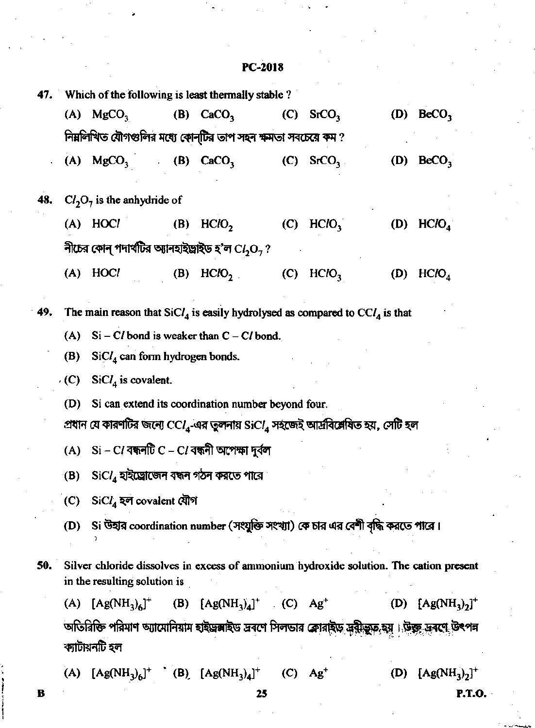47. Which of the following is least thermally stable ?

(A) $MgCO_3$ (B) $CaCO_3$ (C) $SrCO_3$ (D) $BeCO_3$

নিম্নলিখিত যৌগগুলির মধ্যে কোন্‌টির তাপ সহন ক্ষমতা সবচেয়ে কম ?

(A) $MgCO_3$ (B) $CaCO_3$ (C) $SrCO_3$ (D) $BeCO_3$

48. $Cl_2O_7$ is the anhydride of

(A) $HOCl$ (B) $HClO_2$ (C) $HClO_3$ (D) $HClO_4$

নীচের কোন্ পদার্থটির অ্যানহাইড্রাইড হ'ল $Cl_2O_7$ ?

(A) $HOCl$ (B) $HClO_2$ (C) $HClO_3$ (D) $HClO_4$

49. The main reason that $SiCl_4$ is easily hydrolysed as compared to $CCl_4$ is that

(A) $Si - Cl$ bond is weaker than $C - Cl$ bond.

(B) $SiCl_4$ can form hydrogen bonds.

(C) $SiCl_4$ is covalent.

(D) Si can extend its coordination number beyond four.

প্রধান যে কারণটির জন্যে $CCl_4$-এর তুলনায় $SiCl_4$ সহজেই আর্দ্রবিশ্লেষিত হয়, সেটি হল

(A) $Si - Cl$ বন্ধনটি $C - Cl$ বন্ধনী অপেক্ষা দুর্বল

(B) $SiCl_4$ হাইড্রোজেন বন্ধন গঠন করতে পারে

(C) $SiCl_4$ হল covalent যৌগ

(D) Si উহার coordination number (সংযুক্তি সংখ্যা) কে চার এর বেশী বৃদ্ধি করতে পারে।

50. Silver chloride dissolves in excess of ammonium hydroxide solution. The cation present in the resulting solution is

(A) $[Ag(NH_3)_6]^+$ (B) $[Ag(NH_3)_4]^+$ (C) $Ag^+$ (D) $[Ag(NH_3)_2]^+$

অতিরিক্ত পরিমাণ অ্যামোনিয়াম হাইড্রক্সাইড দ্রবণে সিলভার ক্লোরাইড দ্রবীভূত হয়। উক্ত দ্রবণে উৎপন্ন ক্যাটায়নটি হল

(A) $[Ag(NH_3)_6]^+$ (B) $[Ag(NH_3)_4]^+$ (C) $Ag^+$ (D) $[Ag(NH_3)_2]^+$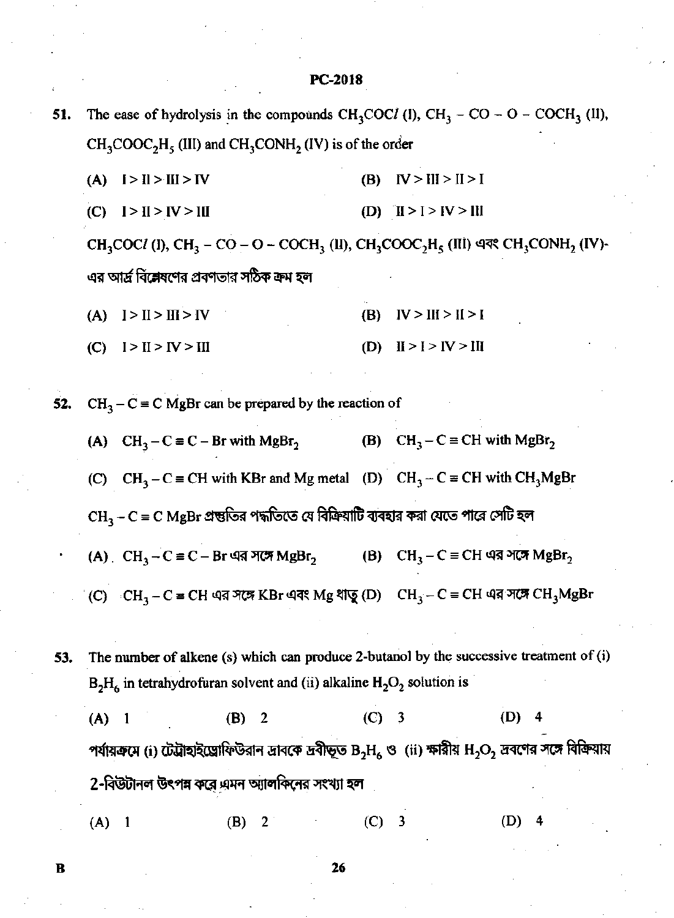51. The ease of hydrolysis in the compounds $CH_3COCl$ (I), $CH_3 - CO - O - COCH_3$ (II), $CH_3COOC_2H_5$ (III) and $CH_3CONH_2$ (IV) is of the order

(A) I > II > III > IV  (B) IV > III > II > I

(C) I > II > IV > III  (D) II > I > IV > III

$CH_3COCl$ (I), $CH_3 - CO - O - COCH_3$ (II), $CH_3COOC_2H_5$ (III) এবং $CH_3CONH_2$ (IV)-এর আর্দ্র বিশ্লেষণের প্রবণতার সঠিক ক্রম হল

(A) I > II > III > IV  (B) IV > III > II > I

(C) I > II > IV > III  (D) II > I > IV > III

52. $CH_3 - C \equiv C\ MgBr$ can be prepared by the reaction of

(A) $CH_3 - C \equiv C - Br$ with $MgBr_2$  (B) $CH_3 - C \equiv CH$ with $MgBr_2$

(C) $CH_3 - C \equiv CH$ with KBr and Mg metal  (D) $CH_3 - C \equiv CH$ with $CH_3MgBr$

$CH_3 - C \equiv C\ MgBr$ প্রস্তুতির পদ্ধতিতে যে বিক্রিয়াটি ব্যবহার করা যেতে পারে সেটি হল

(A) $CH_3 - C \equiv C - Br$ এর সঙ্গে $MgBr_2$  (B) $CH_3 - C \equiv CH$ এর সঙ্গে $MgBr_2$

(C) $CH_3 - C \equiv CH$ এর সঙ্গে KBr এবং Mg ধাতু  (D) $CH_3 - C \equiv CH$ এর সঙ্গে $CH_3MgBr$

53. The number of alkene (s) which can produce 2-butanol by the successive treatment of (i) $B_2H_6$ in tetrahydrofuran solvent and (ii) alkaline $H_2O_2$ solution is

(A) 1  (B) 2  (C) 3  (D) 4

পর্যায়ক্রমে (i) টেট্রাহাইড্রোফিউরান দ্রাবকে দ্রবীভূত $B_2H_6$ ও (ii) ক্ষারীয় $H_2O_2$ দ্রবণের সঙ্গে বিক্রিয়ায় 2-বিউটানল উৎপন্ন করে এমন অ্যালকিনের সংখ্যা হল

(A) 1  (B) 2  (C) 3  (D) 4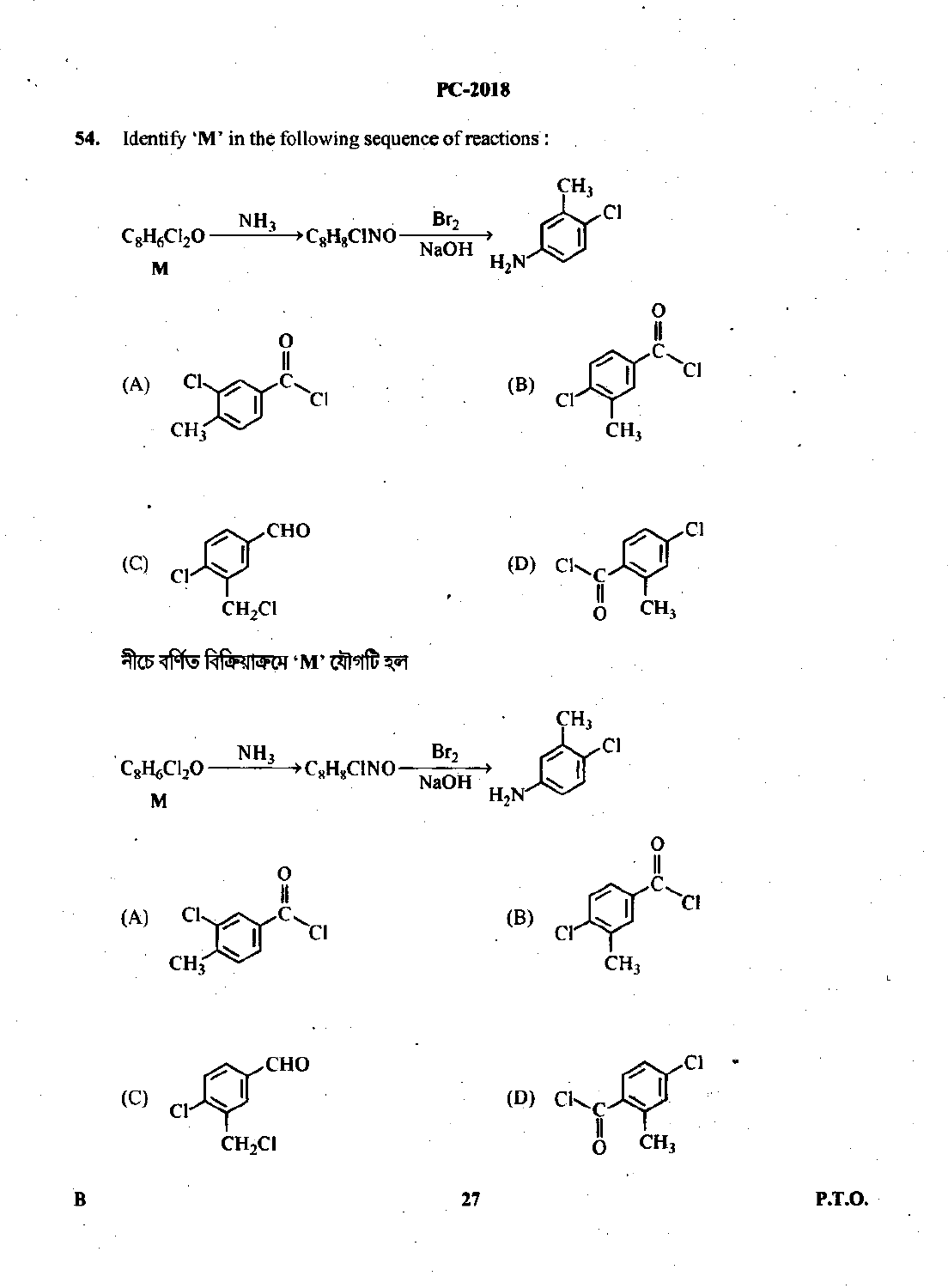54. Identify 'M' in the following sequence of reactions :

$$\underset{\textbf{M}}{C_8H_6Cl_2O} \xrightarrow{NH_3} C_8H_8ClNO \xrightarrow[NaOH]{Br_2} \text{(4-chloro-3-methylaniline)}$$

(A) 3-chloro-4-methylbenzoyl chloride

(B) 4-chloro-3-methylbenzoyl chloride

(C) 4-chloro-3-(chloromethyl)benzaldehyde

(D) 4-chloro-2-methylbenzoyl chloride

নীচে বর্ণিত বিক্রিয়াক্রমে 'M' যৌগটি হল

$$\underset{\textbf{M}}{C_8H_6Cl_2O} \xrightarrow{NH_3} C_8H_8ClNO \xrightarrow[NaOH]{Br_2} \text{(4-chloro-3-methylaniline)}$$

(A) 3-chloro-4-methylbenzoyl chloride

(B) 4-chloro-3-methylbenzoyl chloride

(C) 4-chloro-3-(chloromethyl)benzaldehyde

(D) 4-chloro-2-methylbenzoyl chloride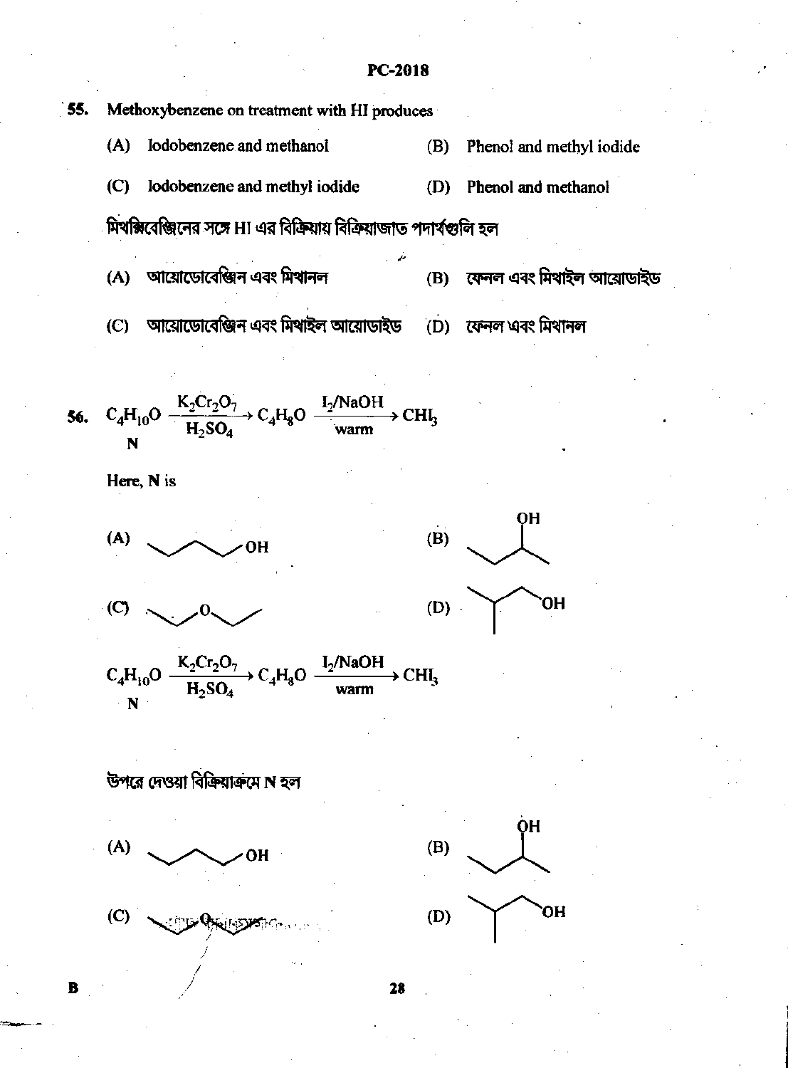**55.** Methoxybenzene on treatment with HI produces

(A) Iodobenzene and methanol (B) Phenol and methyl iodide

(C) Iodobenzene and methyl iodide (D) Phenol and methanol

মিথক্সিবেঞ্জিনের সঙ্গে HI এর বিক্রিয়ায় বিক্রিয়াজাত পদার্থগুলি হল

(A) আয়োডোবেঞ্জিন এবং মিথানল (B) ফেনল এবং মিথাইল আয়োডাইড

(C) আয়োডোবেঞ্জিন এবং মিথাইল আয়োডাইড (D) ফেনল এবং মিথানল

**56.** $$\underset{\mathbf{N}}{C_4H_{10}O} \xrightarrow[H_2SO_4]{K_2Cr_2O_7} C_4H_8O \xrightarrow[\text{warm}]{I_2/NaOH} CHI_3$$

Here, **N** is

(A) $CH_3CH_2CH_2CH_2OH$ (B) $CH_3CH_2CH(OH)CH_3$

(C) $CH_3CH_2OCH_2CH_3$ (D) $(CH_3)_2CHCH_2OH$

$$\underset{\mathbf{N}}{C_4H_{10}O} \xrightarrow[H_2SO_4]{K_2Cr_2O_7} C_4H_8O \xrightarrow[\text{warm}]{I_2/NaOH} CHI_3$$

উপরে দেওয়া বিক্রিয়াক্রমে **N** হল

(A) $CH_3CH_2CH_2CH_2OH$ (B) $CH_3CH_2CH(OH)CH_3$

(C) $CH_3CH_2OCH_2CH_3$ (D) $(CH_3)_2CHCH_2OH$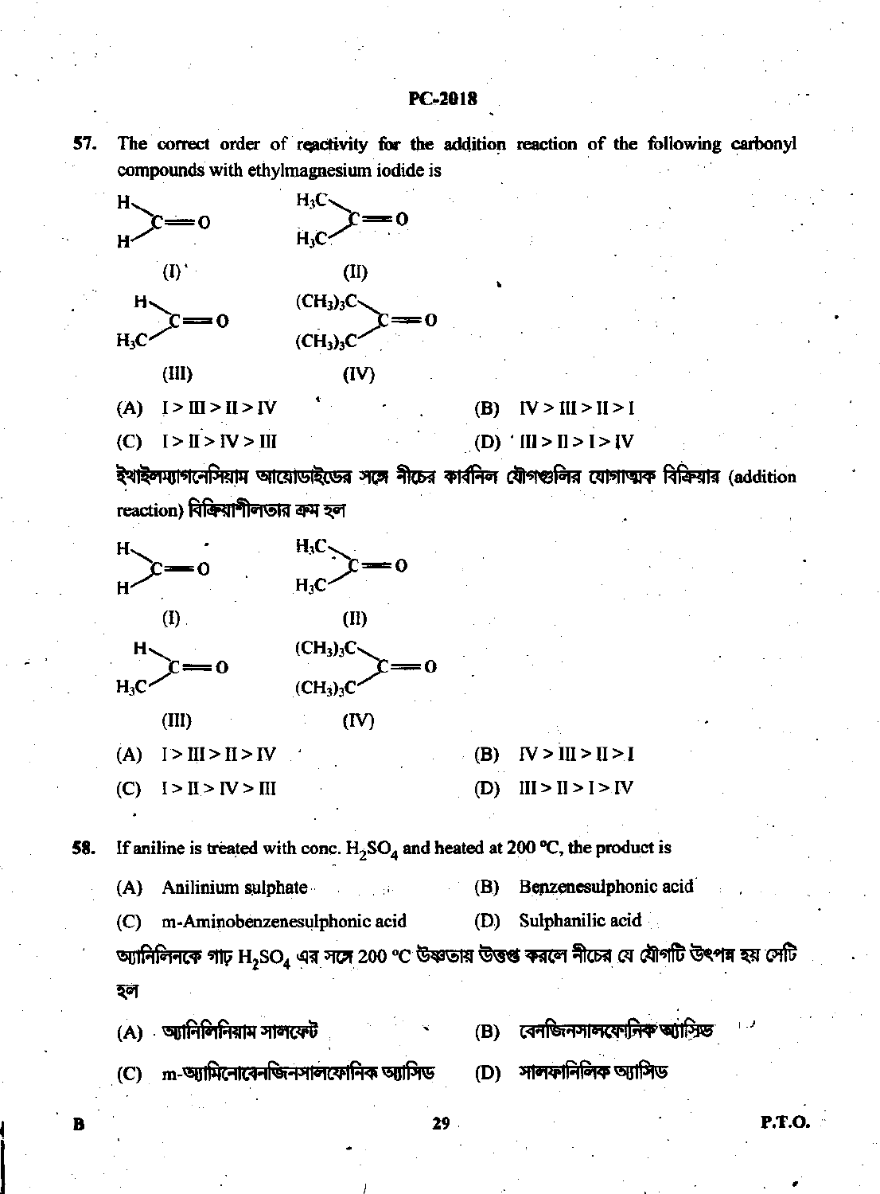57. The correct order of reactivity for the addition reaction of the following carbonyl compounds with ethylmagnesium iodide is

(I) $H_2C=O$ (H–C(=O)–H)

(II) $(H_3C)_2C=O$

(III) $H(H_3C)C=O$

(IV) $((CH_3)_3C)_2C=O$

(A) I > III > II > IV  (B) IV > III > II > I

(C) I > II > IV > III  (D) III > II > I > IV

ইথাইলম্যাগনেসিয়াম আয়োডাইডের সঙ্গে নীচের কার্বনিল যৌগগুলির যোগাত্মক বিক্রিয়ার (addition reaction) বিক্রিয়াশীলতার ক্রম হল

(I) $H_2C=O$ (H–C(=O)–H)

(II) $(H_3C)_2C=O$

(III) $H(H_3C)C=O$

(IV) $((CH_3)_3C)_2C=O$

(A) I > III > II > IV  (B) IV > III > II > I

(C) I > II > IV > III  (D) III > II > I > IV

58. If aniline is treated with conc. $H_2SO_4$ and heated at 200 °C, the product is

(A) Anilinium sulphate  (B) Benzenesulphonic acid

(C) m-Aminobenzenesulphonic acid  (D) Sulphanilic acid

অ্যানিলিনকে গাঢ় $H_2SO_4$ এর সঙ্গে 200 °C উষ্ণতায় উত্তপ্ত করলে নীচের যে যৌগটি উৎপন্ন হয় সেটি হল

(A) অ্যানিলিনিয়াম সালফেট  (B) বেনজিনসালফোনিক অ্যাসিড

(C) m-অ্যামিনোবেনজিনসালফোনিক অ্যাসিড  (D) সালফানিলিক অ্যাসিড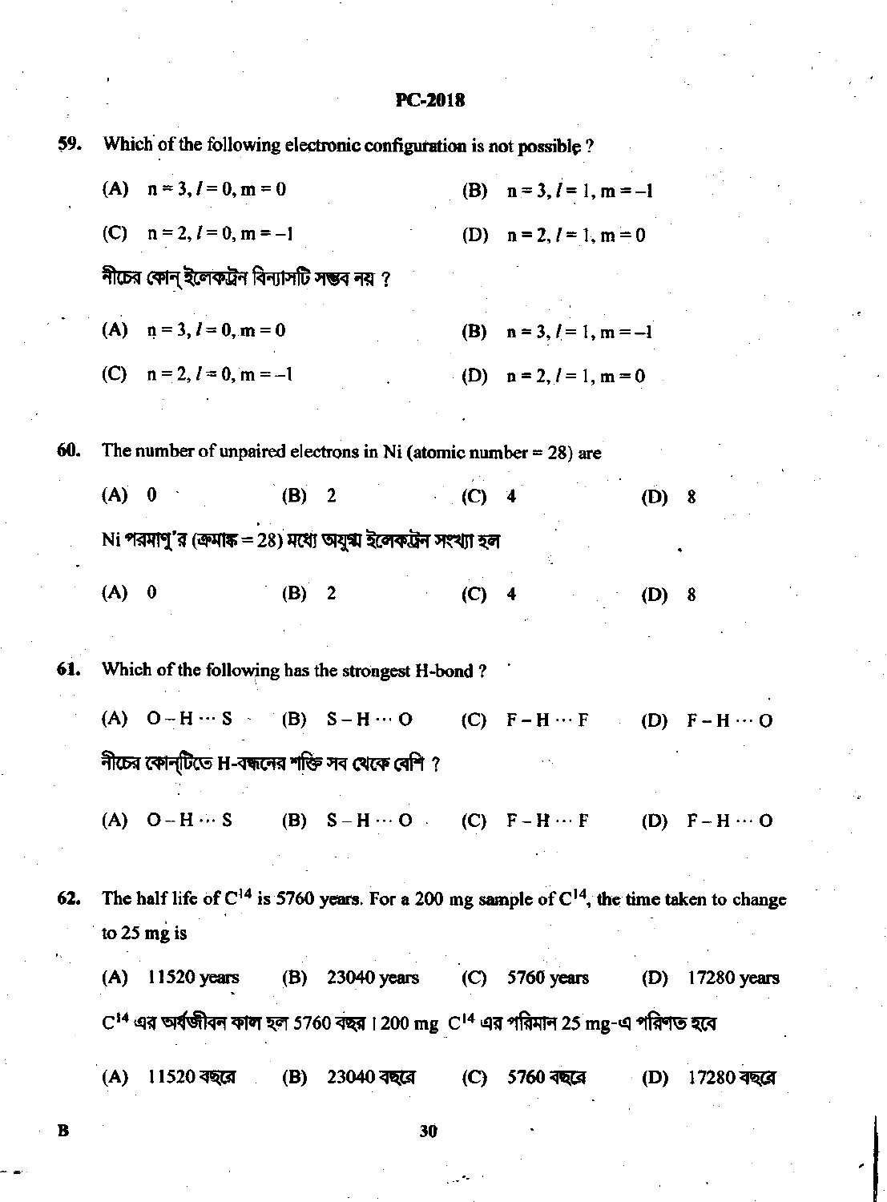59. Which of the following electronic configuration is not possible ?

(A) $n = 3, l = 0, m = 0$ (B) $n = 3, l = 1, m = -1$

(C) $n = 2, l = 0, m = -1$ (D) $n = 2, l = 1, m = 0$

নীচের কোন্ ইলেকট্রন বিন্যাসটি সম্ভব নয় ?

(A) $n = 3, l = 0, m = 0$ (B) $n = 3, l = 1, m = -1$

(C) $n = 2, l = 0, m = -1$ (D) $n = 2, l = 1, m = 0$

60. The number of unpaired electrons in Ni (atomic number = 28) are

(A) 0 (B) 2 (C) 4 (D) 8

Ni পরমাণু'র (ক্রমাঙ্ক = 28) মধ্যে অযুগ্ম ইলেকট্রন সংখ্যা হল

(A) 0 (B) 2 (C) 4 (D) 8

61. Which of the following has the strongest H-bond ?

(A) O – H ··· S (B) S – H ··· O (C) F – H ··· F (D) F – H ··· O

নীচের কোন্‌টিতে H-বন্ধনের শক্তি সব থেকে বেশি ?

(A) O – H ··· S (B) S – H ··· O (C) F – H ··· F (D) F – H ··· O

62. The half life of $C^{14}$ is 5760 years. For a 200 mg sample of $C^{14}$, the time taken to change to 25 mg is

(A) 11520 years (B) 23040 years (C) 5760 years (D) 17280 years

$C^{14}$ এর অর্ধজীবন কাল হল 5760 বছর। 200 mg $C^{14}$ এর পরিমান 25 mg-এ পরিণত হবে

(A) 11520 বছরে (B) 23040 বছরে (C) 5760 বছরে (D) 17280 বছরে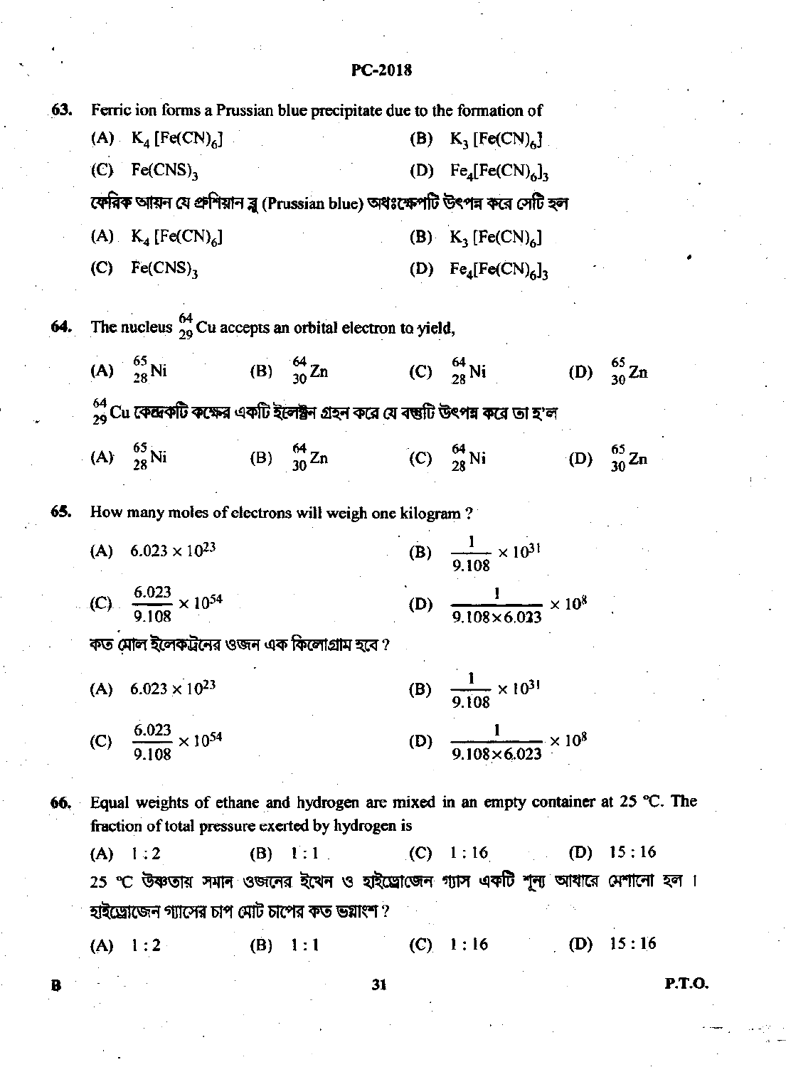63. Ferric ion forms a Prussian blue precipitate due to the formation of

(A) $K_4[Fe(CN)_6]$ (B) $K_3[Fe(CN)_6]$

(C) $Fe(CNS)_3$ (D) $Fe_4[Fe(CN)_6]_3$

ফেরিক আয়ন যে প্রুশিয়ান ব্লু (Prussian blue) অধঃক্ষেপটি উৎপন্ন করে সেটি হল

(A) $K_4[Fe(CN)_6]$ (B) $K_3[Fe(CN)_6]$

(C) $Fe(CNS)_3$ (D) $Fe_4[Fe(CN)_6]_3$

64. The nucleus $^{64}_{29}Cu$ accepts an orbital electron to yield,

(A) $^{65}_{28}Ni$ (B) $^{64}_{30}Zn$ (C) $^{64}_{28}Ni$ (D) $^{65}_{30}Zn$

$^{64}_{29}Cu$ কেন্দ্রকটি কক্ষের একটি ইলেক্ট্রন গ্রহন করে যে বস্তুটি উৎপন্ন করে তা হ'ল

(A) $^{65}_{28}Ni$ (B) $^{64}_{30}Zn$ (C) $^{64}_{28}Ni$ (D) $^{65}_{30}Zn$

65. How many moles of electrons will weigh one kilogram ?

(A) $6.023 \times 10^{23}$ (B) $\frac{1}{9.108} \times 10^{31}$

(C) $\frac{6.023}{9.108} \times 10^{54}$ (D) $\frac{1}{9.108 \times 6.023} \times 10^{8}$

কত মোল ইলেকট্রনের ওজন এক কিলোগ্রাম হবে ?

(A) $6.023 \times 10^{23}$ (B) $\frac{1}{9.108} \times 10^{31}$

(C) $\frac{6.023}{9.108} \times 10^{54}$ (D) $\frac{1}{9.108 \times 6.023} \times 10^{8}$

66. Equal weights of ethane and hydrogen are mixed in an empty container at 25 °C. The fraction of total pressure exerted by hydrogen is

(A) 1 : 2 (B) 1 : 1 (C) 1 : 16 (D) 15 : 16

25 °C উষ্ণতায় সমান ওজনের ইথেন ও হাইড্রোজেন গ্যাস একটি শূন্য আধারে মেশানো হল। হাইড্রোজেন গ্যাসের চাপ মোট চাপের কত ভগ্নাংশ ?

(A) 1 : 2 (B) 1 : 1 (C) 1 : 16 (D) 15 : 16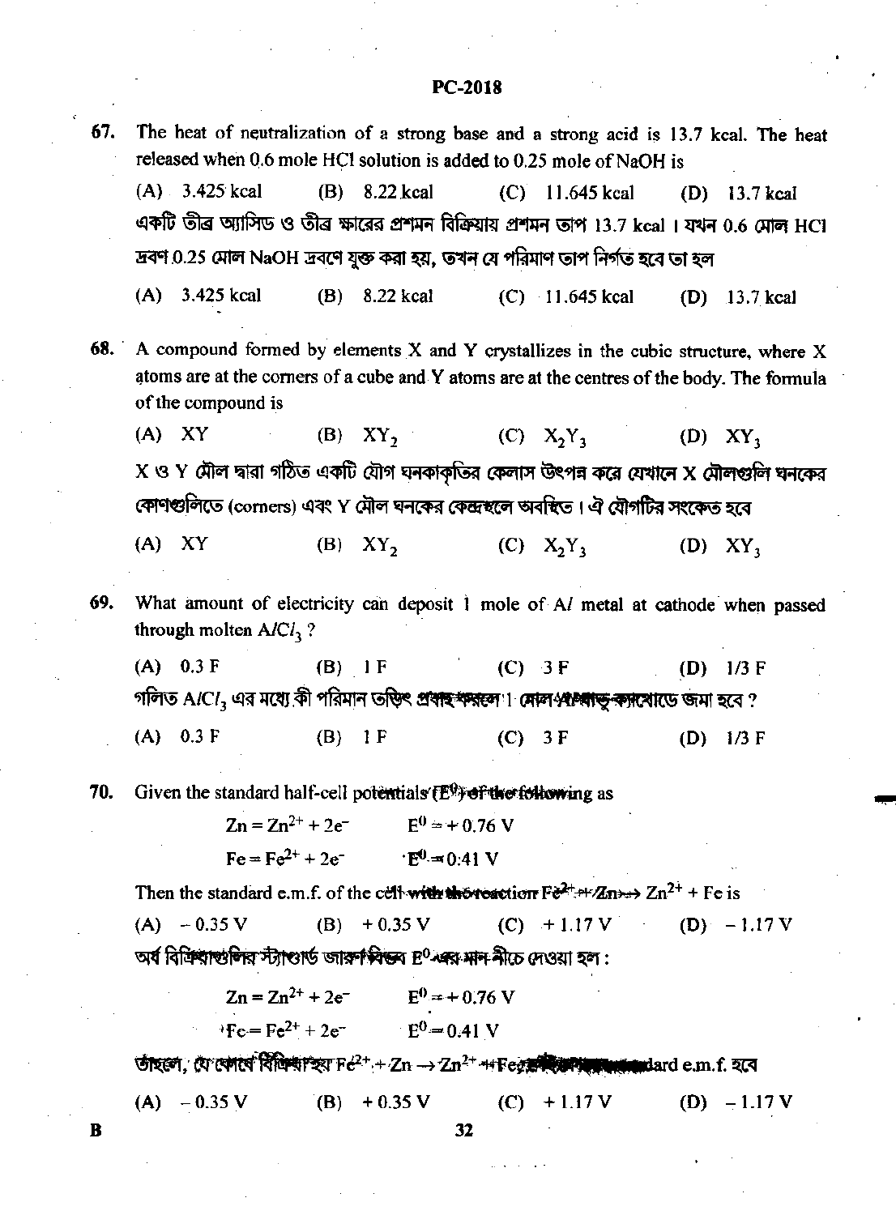67. The heat of neutralization of a strong base and a strong acid is 13.7 kcal. The heat released when 0.6 mole HCl solution is added to 0.25 mole of NaOH is

(A) 3.425 kcal (B) 8.22 kcal (C) 11.645 kcal (D) 13.7 kcal

একটি তীব্র অ্যাসিড ও তীব্র ক্ষারের প্রশমন বিক্রিয়ায় প্রশমন তাপ 13.7 kcal । যখন 0.6 মোল HCl দ্রবণ 0.25 মোল NaOH দ্রবণে যুক্ত করা হয়, তখন যে পরিমাণ তাপ নির্গত হবে তা হল

(A) 3.425 kcal (B) 8.22 kcal (C) 11.645 kcal (D) 13.7 kcal

68. A compound formed by elements X and Y crystallizes in the cubic structure, where X atoms are at the corners of a cube and Y atoms are at the centres of the body. The formula of the compound is

(A) XY (B) $XY_2$ (C) $X_2Y_3$ (D) $XY_3$

X ও Y মৌল দ্বারা গঠিত একটি যৌগ ঘনকাকৃতির কেলাস উৎপন্ন করে যেখানে X মৌলগুলি ঘনকের কোণগুলিতে (corners) এবং Y মৌল ঘনকের কেন্দ্রস্থলে অবস্থিত। ঐ যৌগটির সংকেত হবে

(A) XY (B) $XY_2$ (C) $X_2Y_3$ (D) $XY_3$

69. What amount of electricity can deposit 1 mole of Al metal at cathode when passed through molten $AlCl_3$ ?

(A) 0.3 F (B) 1 F (C) 3 F (D) 1/3 F

গলিত $AlCl_3$ এর মধ্যে কী পরিমান তড়িৎ প্রবাহ করলে 1 মোল Al ধাতু ক্যাথোডে জমা হবে ?

(A) 0.3 F (B) 1 F (C) 3 F (D) 1/3 F

70. Given the standard half-cell potentials ($E^0$) of the following as

$$Zn = Zn^{2+} + 2e^- \qquad E^0 = +0.76\ V$$
$$Fe = Fe^{2+} + 2e^- \qquad E^0 = 0.41\ V$$

Then the standard e.m.f. of the cell with the reaction $Fe^{2+} + Zn \rightarrow Zn^{2+} + Fe$ is

(A) – 0.35 V (B) + 0.35 V (C) + 1.17 V (D) – 1.17 V

অর্ধ বিক্রিয়াগুলির স্ট্যান্ডার্ড জারণ বিভব $E^0$ এর মান নীচে দেওয়া হল :

$$Zn = Zn^{2+} + 2e^- \qquad E^0 = +0.76\ V$$
$$Fe = Fe^{2+} + 2e^- \qquad E^0 = 0.41\ V$$

তাহলে, যে কোষে বিক্রিয়া হয় $Fe^{2+} + Zn \rightarrow Zn^{2+} + Fe$, তার standard e.m.f. হবে

(A) – 0.35 V (B) + 0.35 V (C) + 1.17 V (D) – 1.17 V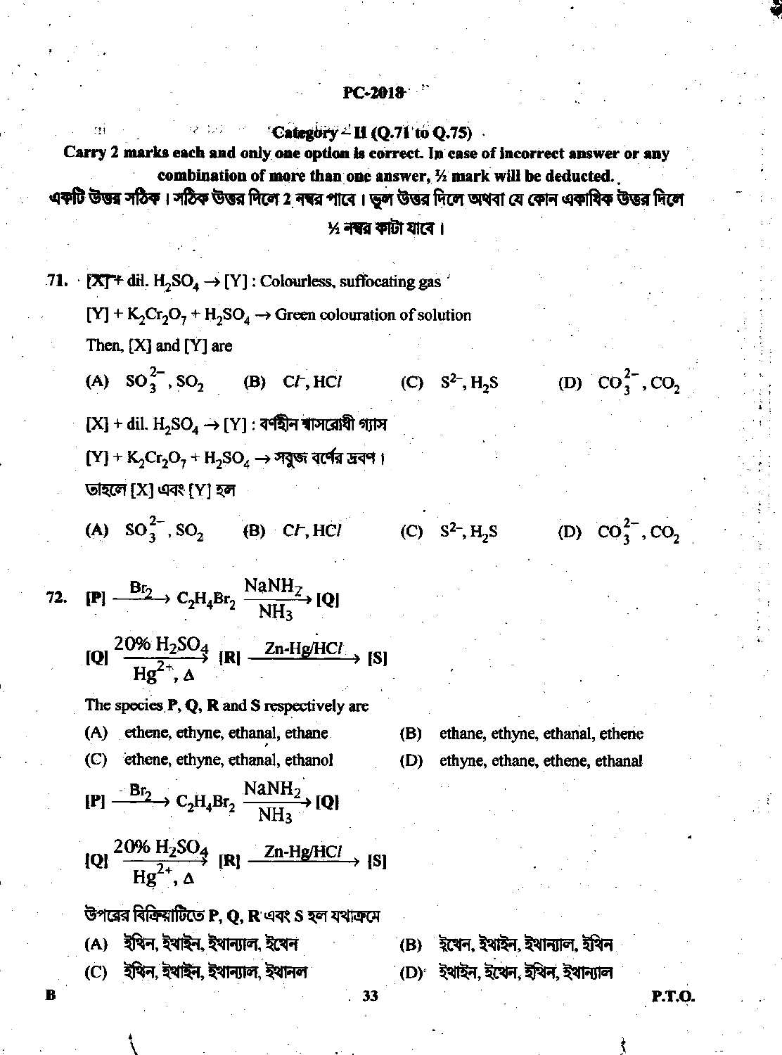**Category – II (Q.71 to Q.75)**

**Carry 2 marks each and only one option is correct. In case of incorrect answer or any combination of more than one answer, ½ mark will be deducted.**

**একটি উত্তর সঠিক। সঠিক উত্তর দিলে 2 নম্বর পাবে। ভুল উত্তর দিলে অথবা যে কোন একাধিক উত্তর দিলে ½ নম্বর কাটা যাবে।**

71. [X] + dil. $H_2SO_4 \rightarrow$ [Y] : Colourless, suffocating gas

[Y] + $K_2Cr_2O_7$ + $H_2SO_4 \rightarrow$ Green colouration of solution

Then, [X] and [Y] are

(A) $SO_3^{2-}$, $SO_2$ (B) $Cl^-$, $HCl$ (C) $S^{2-}$, $H_2S$ (D) $CO_3^{2-}$, $CO_2$

[X] + dil. $H_2SO_4 \rightarrow$ [Y] : বর্ণহীন শ্বাসরোধী গ্যাস

[Y] + $K_2Cr_2O_7$ + $H_2SO_4 \rightarrow$ সবুজ বর্ণের দ্রবণ।

তাহলে [X] এবং [Y] হল

(A) $SO_3^{2-}$, $SO_2$ (B) $Cl^-$, $HCl$ (C) $S^{2-}$, $H_2S$ (D) $CO_3^{2-}$, $CO_2$

72. $[P] \xrightarrow{Br_2} C_2H_4Br_2 \xrightarrow[NH_3]{NaNH_2} [Q]$

$[Q] \xrightarrow[Hg^{2+}, \Delta]{20\% \ H_2SO_4} [R] \xrightarrow{Zn\text{-}Hg/HCl} [S]$

The species **P, Q, R** and **S** respectively are

(A) ethene, ethyne, ethanal, ethane (B) ethane, ethyne, ethanal, ethene

(C) ethene, ethyne, ethanal, ethanol (D) ethyne, ethane, ethene, ethanal

$[P] \xrightarrow{Br_2} C_2H_4Br_2 \xrightarrow[NH_3]{NaNH_2} [Q]$

$[Q] \xrightarrow[Hg^{2+}, \Delta]{20\% \ H_2SO_4} [R] \xrightarrow{Zn\text{-}Hg/HCl} [S]$

উপরের বিক্রিয়াটিতে **P, Q, R** এবং **S** হল যথাক্রমে

(A) ইথিন, ইথাইন, ইথান্যাল, ইথেন (B) ইথেন, ইথাইন, ইথান্যাল, ইথিন

(C) ইথিন, ইথাইন, ইথান্যাল, ইথানল (D) ইথাইন, ইথেন, ইথিন, ইথান্যাল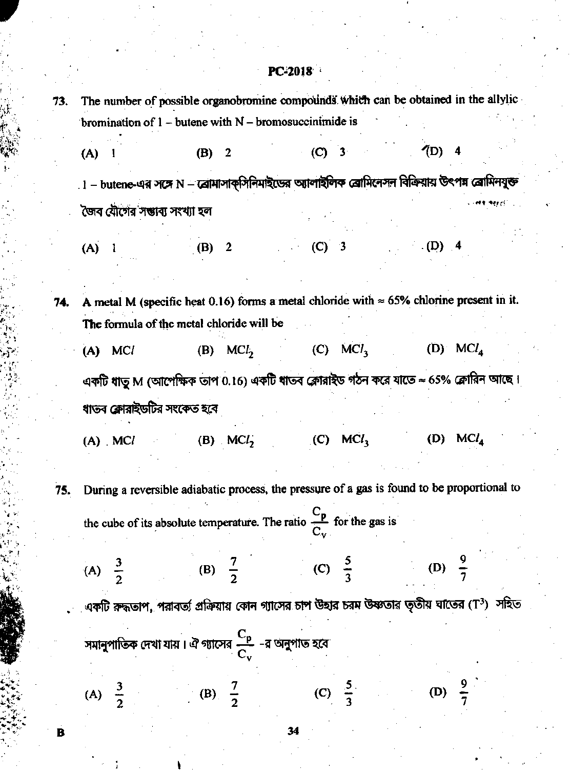73. The number of possible organobromine compounds which can be obtained in the allylic bromination of 1 – butene with N – bromosuccinimide is

(A) 1 (B) 2 (C) 3 (D) 4

1 – butene-এর সঙ্গে N – ব্রোমাসাক্‌সিনিমাইডের অ্যালাইলিক ব্রোমিনেসন বিক্রিয়ায় উৎপন্ন ব্রোমিনযুক্ত জৈব যৌগের সম্ভাব্য সংখ্যা হল

(A) 1 (B) 2 (C) 3 (D) 4

74. A metal M (specific heat 0.16) forms a metal chloride with ≈ 65% chlorine present in it. The formula of the metal chloride will be

(A) $MCl$ (B) $MCl_2$ (C) $MCl_3$ (D) $MCl_4$

একটি ধাতু M (আপেক্ষিক তাপ 0.16) একটি ধাতব ক্লোরাইড গঠন করে যাতে ≈ 65% ক্লোরিন আছে। ধাতব ক্লোরাইডটির সংকেত হবে

(A) $MCl$ (B) $MCl_2$ (C) $MCl_3$ (D) $MCl_4$

75. During a reversible adiabatic process, the pressure of a gas is found to be proportional to the cube of its absolute temperature. The ratio $\frac{C_p}{C_v}$ for the gas is

(A) $\frac{3}{2}$ (B) $\frac{7}{2}$ (C) $\frac{5}{3}$ (D) $\frac{9}{7}$

একটি রুদ্ধতাপ, পরাবর্ত্য প্রক্রিয়ায় কোন গ্যাসের চাপ উহার চরম উষ্ণতার তৃতীয় ঘাতের ($T^3$) সহিত সমানুপাতিক দেখা যায়। ঐ গ্যাসের $\frac{C_p}{C_v}$ -র অনুপাত হবে

(A) $\frac{3}{2}$ (B) $\frac{7}{2}$ (C) $\frac{5}{3}$ (D) $\frac{9}{7}$